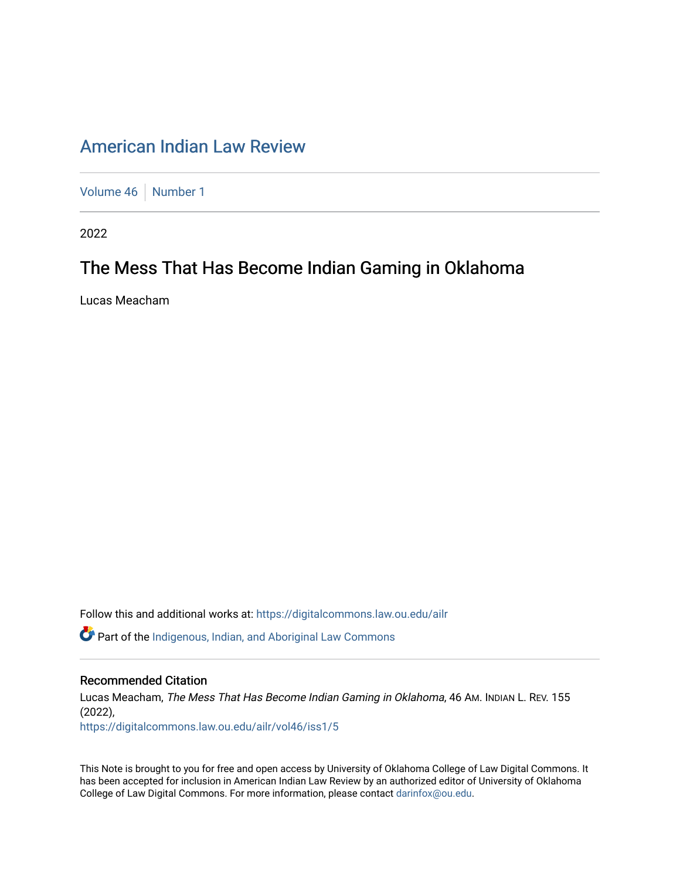# American Indian Law Review

Volume 46 | Number 1

2022

## The Mess That Has Become Indian Gaming in Oklahoma

Lucas Meacham

Follow this and additional works at: https://digitalcommons.law.ou.edu/ailr

Part of the Indigenous, Indian, and Aboriginal Law Commons

### Recommended Citation

Lucas Meacham, *The Mess That Has Become Indian Gaming in Oklahoma*, 46 AM. INDIAN L. REV. 155 (2022),
https://digitalcommons.law.ou.edu/ailr/vol46/iss1/5

This Note is brought to you for free and open access by University of Oklahoma College of Law Digital Commons. It has been accepted for inclusion in American Indian Law Review by an authorized editor of University of Oklahoma College of Law Digital Commons. For more information, please contact darinfox@ou.edu.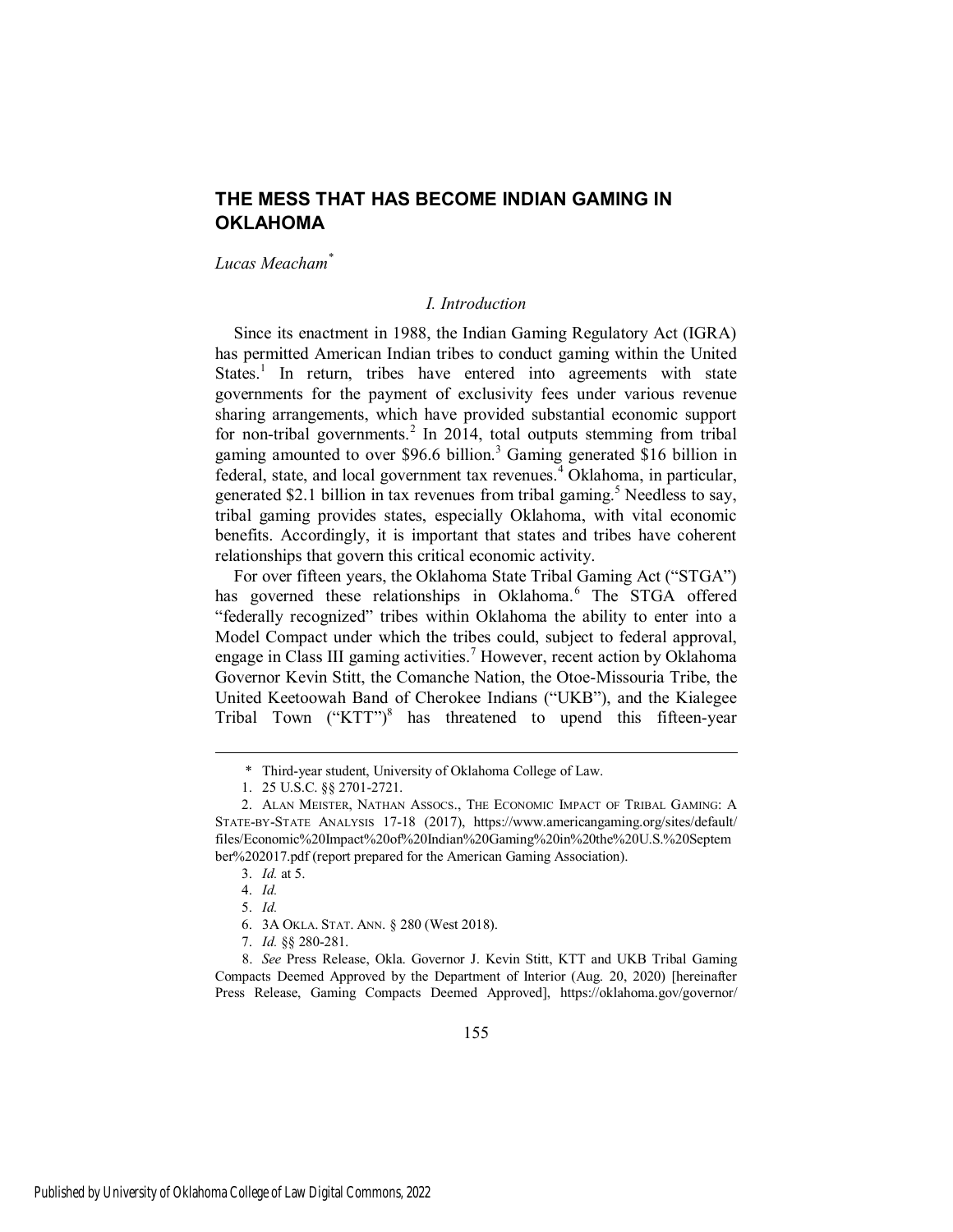# THE MESS THAT HAS BECOME INDIAN GAMING IN OKLAHOMA

*Lucas Meacham*[*]

## I. Introduction

Since its enactment in 1988, the Indian Gaming Regulatory Act (IGRA) has permitted American Indian tribes to conduct gaming within the United States.[1] In return, tribes have entered into agreements with state governments for the payment of exclusivity fees under various revenue sharing arrangements, which have provided substantial economic support for non-tribal governments.[2] In 2014, total outputs stemming from tribal gaming amounted to over $96.6 billion.[3] Gaming generated $16 billion in federal, state, and local government tax revenues.[4] Oklahoma, in particular, generated $2.1 billion in tax revenues from tribal gaming.[5] Needless to say, tribal gaming provides states, especially Oklahoma, with vital economic benefits. Accordingly, it is important that states and tribes have coherent relationships that govern this critical economic activity.

For over fifteen years, the Oklahoma State Tribal Gaming Act ("STGA") has governed these relationships in Oklahoma.[6] The STGA offered "federally recognized" tribes within Oklahoma the ability to enter into a Model Compact under which the tribes could, subject to federal approval, engage in Class III gaming activities.[7] However, recent action by Oklahoma Governor Kevin Stitt, the Comanche Nation, the Otoe-Missouria Tribe, the United Keetoowah Band of Cherokee Indians ("UKB"), and the Kialegee Tribal Town ("KTT")[8] has threatened to upend this fifteen-year

---

\* Third-year student, University of Oklahoma College of Law.

1. 25 U.S.C. §§ 2701-2721.

2. ALAN MEISTER, NATHAN ASSOCS., THE ECONOMIC IMPACT OF TRIBAL GAMING: A STATE-BY-STATE ANALYSIS 17-18 (2017), https://www.americangaming.org/sites/default/files/Economic%20Impact%20of%20Indian%20Gaming%20in%20the%20U.S.%20September%202017.pdf (report prepared for the American Gaming Association).

3. *Id.* at 5.

4. *Id.*

5. *Id.*

6. 3A OKLA. STAT. ANN. § 280 (West 2018).

7. *Id.* §§ 280-281.

8. *See* Press Release, Okla. Governor J. Kevin Stitt, KTT and UKB Tribal Gaming Compacts Deemed Approved by the Department of Interior (Aug. 20, 2020) [hereinafter Press Release, Gaming Compacts Deemed Approved], https://oklahoma.gov/governor/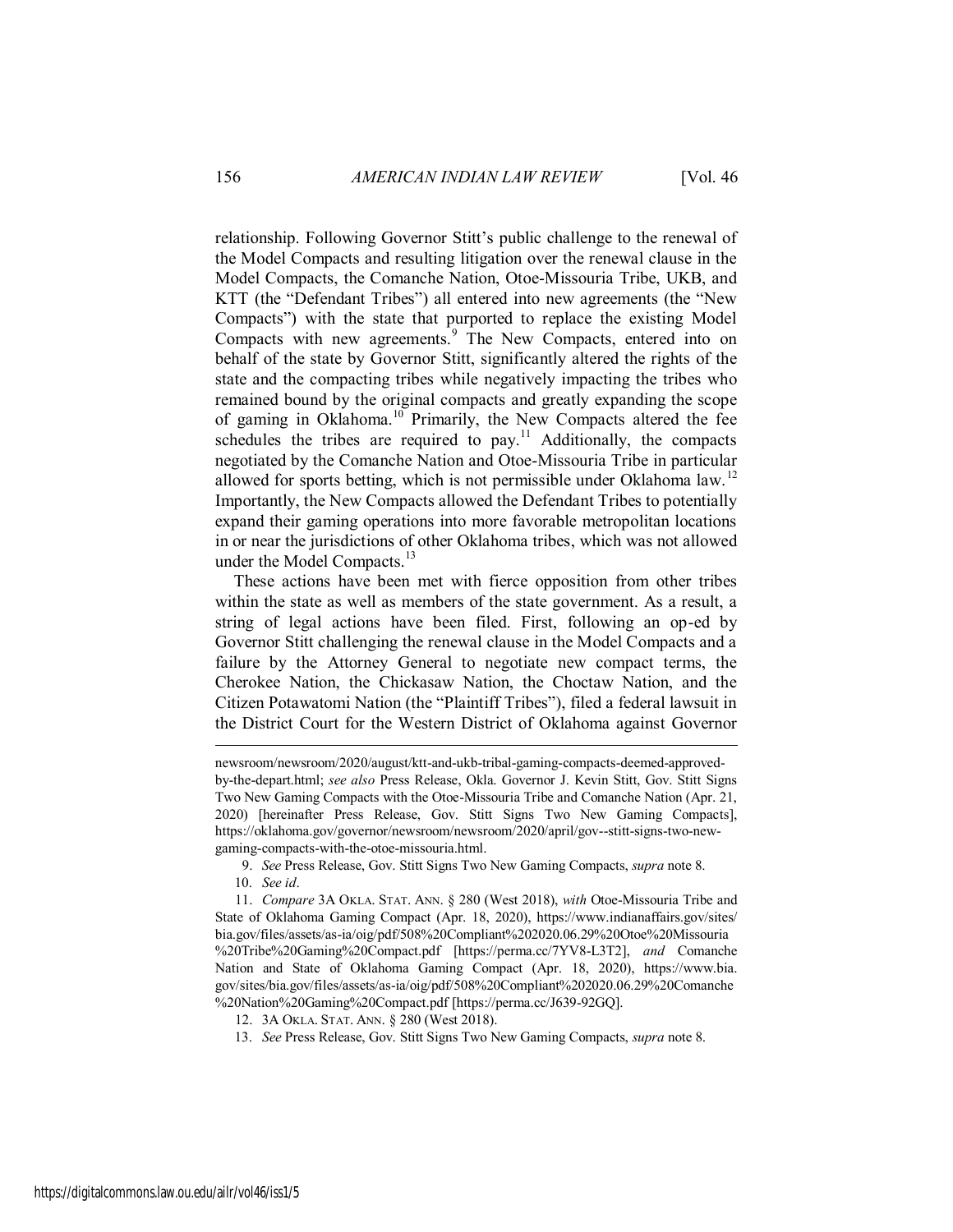relationship. Following Governor Stitt's public challenge to the renewal of the Model Compacts and resulting litigation over the renewal clause in the Model Compacts, the Comanche Nation, Otoe-Missouria Tribe, UKB, and KTT (the "Defendant Tribes") all entered into new agreements (the "New Compacts") with the state that purported to replace the existing Model Compacts with new agreements.[9] The New Compacts, entered into on behalf of the state by Governor Stitt, significantly altered the rights of the state and the compacting tribes while negatively impacting the tribes who remained bound by the original compacts and greatly expanding the scope of gaming in Oklahoma.[10] Primarily, the New Compacts altered the fee schedules the tribes are required to pay.[11] Additionally, the compacts negotiated by the Comanche Nation and Otoe-Missouria Tribe in particular allowed for sports betting, which is not permissible under Oklahoma law.[12] Importantly, the New Compacts allowed the Defendant Tribes to potentially expand their gaming operations into more favorable metropolitan locations in or near the jurisdictions of other Oklahoma tribes, which was not allowed under the Model Compacts.[13]

These actions have been met with fierce opposition from other tribes within the state as well as members of the state government. As a result, a string of legal actions have been filed. First, following an op-ed by Governor Stitt challenging the renewal clause in the Model Compacts and a failure by the Attorney General to negotiate new compact terms, the Cherokee Nation, the Chickasaw Nation, the Choctaw Nation, and the Citizen Potawatomi Nation (the "Plaintiff Tribes"), filed a federal lawsuit in the District Court for the Western District of Oklahoma against Governor

---

newsroom/newsroom/2020/august/ktt-and-ukb-tribal-gaming-compacts-deemed-approved-by-the-depart.html; *see also* Press Release, Okla. Governor J. Kevin Stitt, Gov. Stitt Signs Two New Gaming Compacts with the Otoe-Missouria Tribe and Comanche Nation (Apr. 21, 2020) [hereinafter Press Release, Gov. Stitt Signs Two New Gaming Compacts], https://oklahoma.gov/governor/newsroom/newsroom/2020/april/gov--stitt-signs-two-new-gaming-compacts-with-the-otoe-missouria.html.

9. *See* Press Release, Gov. Stitt Signs Two New Gaming Compacts, *supra* note 8.

10. *See id*.

11. *Compare* 3A OKLA. STAT. ANN. § 280 (West 2018), *with* Otoe-Missouria Tribe and State of Oklahoma Gaming Compact (Apr. 18, 2020), https://www.indianaffairs.gov/sites/bia.gov/files/assets/as-ia/oig/pdf/508%20Compliant%202020.06.29%20Otoe%20Missouria%20Tribe%20Gaming%20Compact.pdf [https://perma.cc/7YV8-L3T2], *and* Comanche Nation and State of Oklahoma Gaming Compact (Apr. 18, 2020), https://www.bia.gov/sites/bia.gov/files/assets/as-ia/oig/pdf/508%20Compliant%202020.06.29%20Comanche%20Nation%20Gaming%20Compact.pdf [https://perma.cc/J639-92GQ].

12. 3A OKLA. STAT. ANN. § 280 (West 2018).

13. *See* Press Release, Gov. Stitt Signs Two New Gaming Compacts, *supra* note 8.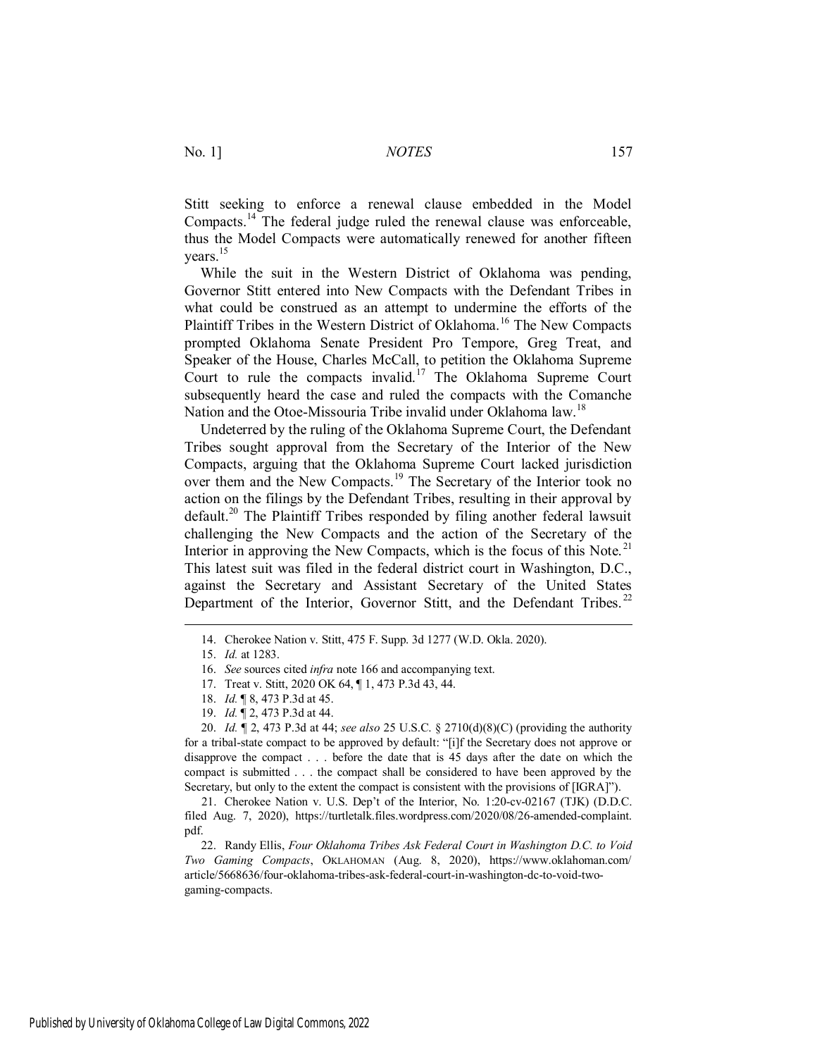Stitt seeking to enforce a renewal clause embedded in the Model Compacts.[14] The federal judge ruled the renewal clause was enforceable, thus the Model Compacts were automatically renewed for another fifteen years.[15]

While the suit in the Western District of Oklahoma was pending, Governor Stitt entered into New Compacts with the Defendant Tribes in what could be construed as an attempt to undermine the efforts of the Plaintiff Tribes in the Western District of Oklahoma.[16] The New Compacts prompted Oklahoma Senate President Pro Tempore, Greg Treat, and Speaker of the House, Charles McCall, to petition the Oklahoma Supreme Court to rule the compacts invalid.[17] The Oklahoma Supreme Court subsequently heard the case and ruled the compacts with the Comanche Nation and the Otoe-Missouria Tribe invalid under Oklahoma law.[18]

Undeterred by the ruling of the Oklahoma Supreme Court, the Defendant Tribes sought approval from the Secretary of the Interior of the New Compacts, arguing that the Oklahoma Supreme Court lacked jurisdiction over them and the New Compacts.[19] The Secretary of the Interior took no action on the filings by the Defendant Tribes, resulting in their approval by default.[20] The Plaintiff Tribes responded by filing another federal lawsuit challenging the New Compacts and the action of the Secretary of the Interior in approving the New Compacts, which is the focus of this Note.[21] This latest suit was filed in the federal district court in Washington, D.C., against the Secretary and Assistant Secretary of the United States Department of the Interior, Governor Stitt, and the Defendant Tribes.[22]

---

14. Cherokee Nation v. Stitt, 475 F. Supp. 3d 1277 (W.D. Okla. 2020).

15. *Id.* at 1283.

16. *See* sources cited *infra* note 166 and accompanying text.

17. Treat v. Stitt, 2020 OK 64, ¶ 1, 473 P.3d 43, 44.

18. *Id.* ¶ 8, 473 P.3d at 45.

19. *Id.* ¶ 2, 473 P.3d at 44.

20. *Id.* ¶ 2, 473 P.3d at 44; *see also* 25 U.S.C. § 2710(d)(8)(C) (providing the authority for a tribal-state compact to be approved by default: "[i]f the Secretary does not approve or disapprove the compact . . . before the date that is 45 days after the date on which the compact is submitted . . . the compact shall be considered to have been approved by the Secretary, but only to the extent the compact is consistent with the provisions of [IGRA]").

21. Cherokee Nation v. U.S. Dep't of the Interior, No. 1:20-cv-02167 (TJK) (D.D.C. filed Aug. 7, 2020), https://turtletalk.files.wordpress.com/2020/08/26-amended-complaint.pdf.

22. Randy Ellis, *Four Oklahoma Tribes Ask Federal Court in Washington D.C. to Void Two Gaming Compacts*, OKLAHOMAN (Aug. 8, 2020), https://www.oklahoman.com/article/5668636/four-oklahoma-tribes-ask-federal-court-in-washington-dc-to-void-two-gaming-compacts.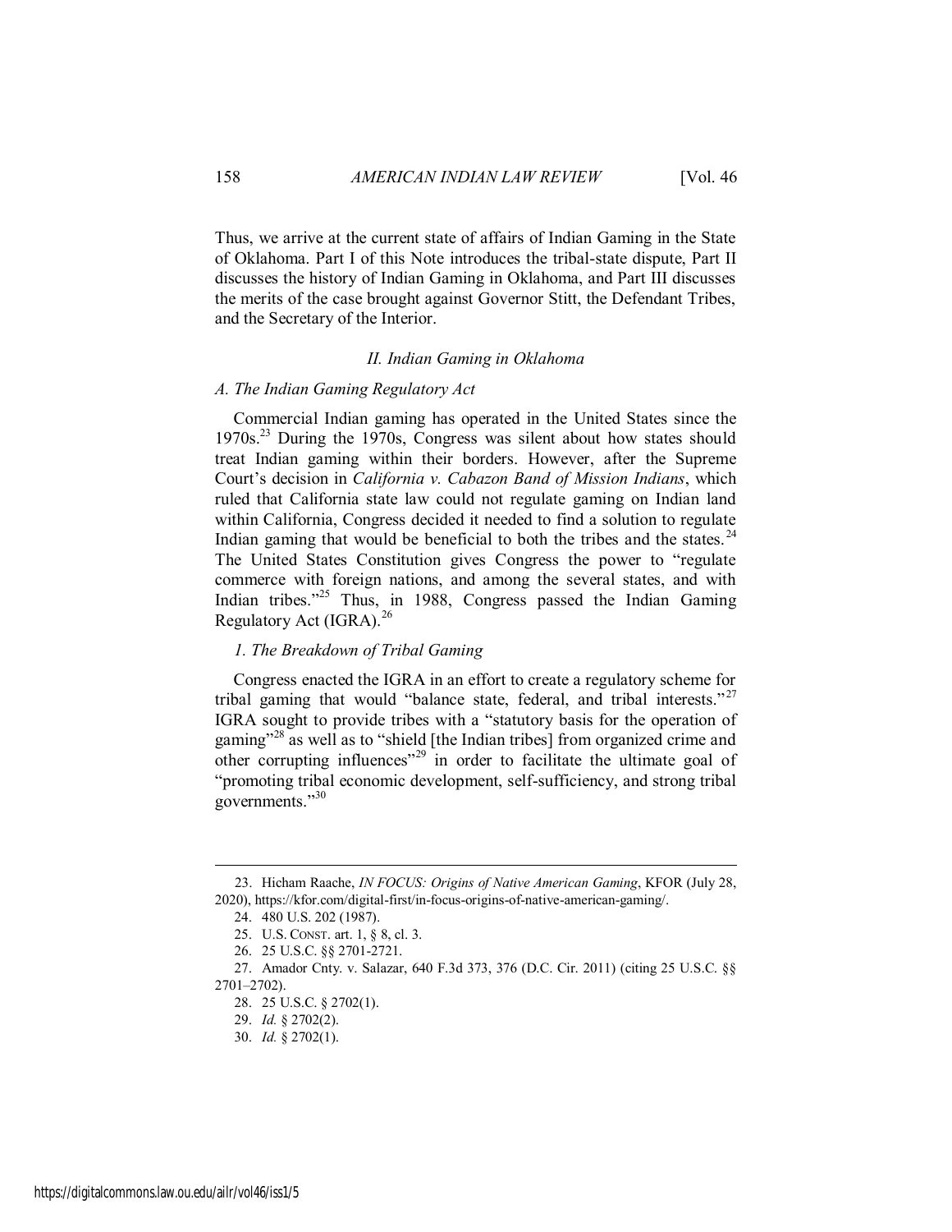Thus, we arrive at the current state of affairs of Indian Gaming in the State of Oklahoma. Part I of this Note introduces the tribal-state dispute, Part II discusses the history of Indian Gaming in Oklahoma, and Part III discusses the merits of the case brought against Governor Stitt, the Defendant Tribes, and the Secretary of the Interior.

## *II. Indian Gaming in Oklahoma*

### *A. The Indian Gaming Regulatory Act*

Commercial Indian gaming has operated in the United States since the 1970s.[23] During the 1970s, Congress was silent about how states should treat Indian gaming within their borders. However, after the Supreme Court's decision in *California v. Cabazon Band of Mission Indians*, which ruled that California state law could not regulate gaming on Indian land within California, Congress decided it needed to find a solution to regulate Indian gaming that would be beneficial to both the tribes and the states.[24] The United States Constitution gives Congress the power to "regulate commerce with foreign nations, and among the several states, and with Indian tribes."[25] Thus, in 1988, Congress passed the Indian Gaming Regulatory Act (IGRA).[26]

#### *1. The Breakdown of Tribal Gaming*

Congress enacted the IGRA in an effort to create a regulatory scheme for tribal gaming that would "balance state, federal, and tribal interests."[27] IGRA sought to provide tribes with a "statutory basis for the operation of gaming"[28] as well as to "shield [the Indian tribes] from organized crime and other corrupting influences"[29] in order to facilitate the ultimate goal of "promoting tribal economic development, self-sufficiency, and strong tribal governments."[30]

---

23. Hicham Raache, *IN FOCUS: Origins of Native American Gaming*, KFOR (July 28, 2020), https://kfor.com/digital-first/in-focus-origins-of-native-american-gaming/.

24. 480 U.S. 202 (1987).

25. U.S. CONST. art. 1, § 8, cl. 3.

26. 25 U.S.C. §§ 2701-2721.

27. Amador Cnty. v. Salazar, 640 F.3d 373, 376 (D.C. Cir. 2011) (citing 25 U.S.C. §§ 2701–2702).

28. 25 U.S.C. § 2702(1).

29. *Id.* § 2702(2).

30. *Id.* § 2702(1).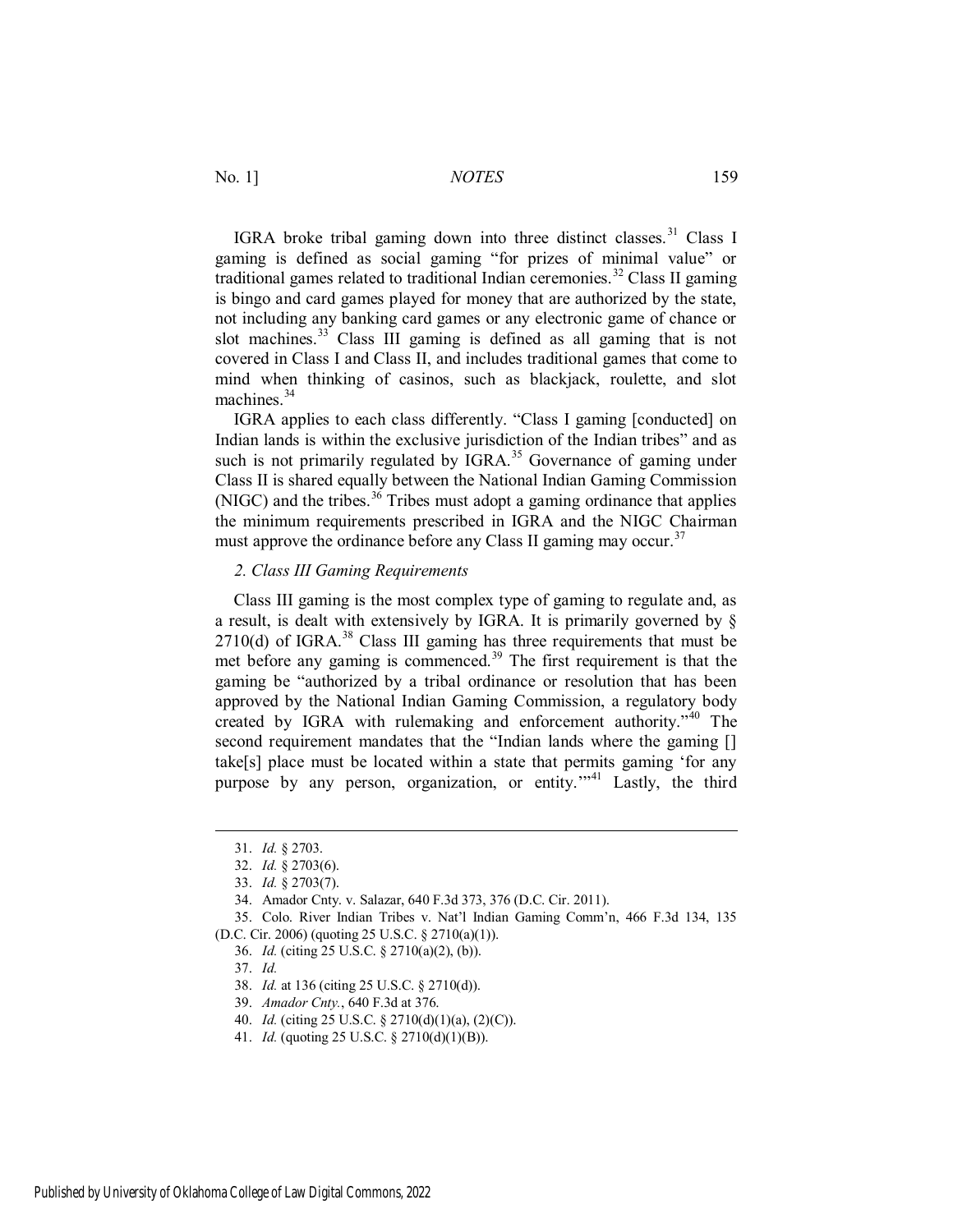IGRA broke tribal gaming down into three distinct classes.[31] Class I gaming is defined as social gaming "for prizes of minimal value" or traditional games related to traditional Indian ceremonies.[32] Class II gaming is bingo and card games played for money that are authorized by the state, not including any banking card games or any electronic game of chance or slot machines.[33] Class III gaming is defined as all gaming that is not covered in Class I and Class II, and includes traditional games that come to mind when thinking of casinos, such as blackjack, roulette, and slot machines.[34]

IGRA applies to each class differently. "Class I gaming [conducted] on Indian lands is within the exclusive jurisdiction of the Indian tribes" and as such is not primarily regulated by IGRA.[35] Governance of gaming under Class II is shared equally between the National Indian Gaming Commission (NIGC) and the tribes.[36] Tribes must adopt a gaming ordinance that applies the minimum requirements prescribed in IGRA and the NIGC Chairman must approve the ordinance before any Class II gaming may occur.[37]

### *2. Class III Gaming Requirements*

Class III gaming is the most complex type of gaming to regulate and, as a result, is dealt with extensively by IGRA. It is primarily governed by § 2710(d) of IGRA.[38] Class III gaming has three requirements that must be met before any gaming is commenced.[39] The first requirement is that the gaming be "authorized by a tribal ordinance or resolution that has been approved by the National Indian Gaming Commission, a regulatory body created by IGRA with rulemaking and enforcement authority."[40] The second requirement mandates that the "Indian lands where the gaming [] take[s] place must be located within a state that permits gaming 'for any purpose by any person, organization, or entity.'"[41] Lastly, the third

---

31. *Id.* § 2703.

32. *Id.* § 2703(6).

33. *Id.* § 2703(7).

34. Amador Cnty. v. Salazar, 640 F.3d 373, 376 (D.C. Cir. 2011).

35. Colo. River Indian Tribes v. Nat'l Indian Gaming Comm'n, 466 F.3d 134, 135 (D.C. Cir. 2006) (quoting 25 U.S.C. § 2710(a)(1)).

36. *Id.* (citing 25 U.S.C. § 2710(a)(2), (b)).

37. *Id.*

38. *Id.* at 136 (citing 25 U.S.C. § 2710(d)).

39. *Amador Cnty.*, 640 F.3d at 376.

40. *Id.* (citing 25 U.S.C. § 2710(d)(1)(a), (2)(C)).

41. *Id.* (quoting 25 U.S.C. § 2710(d)(1)(B)).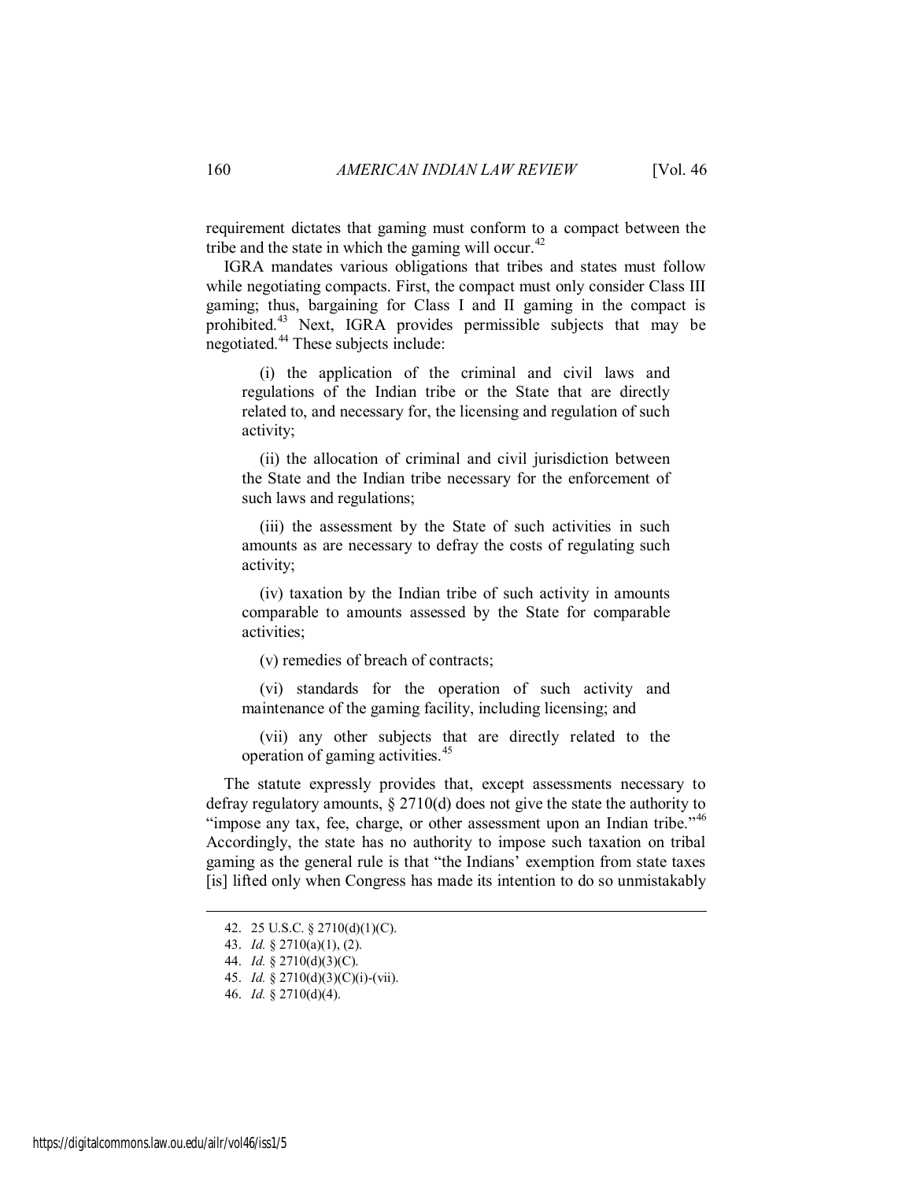requirement dictates that gaming must conform to a compact between the tribe and the state in which the gaming will occur.[42]

IGRA mandates various obligations that tribes and states must follow while negotiating compacts. First, the compact must only consider Class III gaming; thus, bargaining for Class I and II gaming in the compact is prohibited.[43] Next, IGRA provides permissible subjects that may be negotiated.[44] These subjects include:

> (i) the application of the criminal and civil laws and regulations of the Indian tribe or the State that are directly related to, and necessary for, the licensing and regulation of such activity;
>
> (ii) the allocation of criminal and civil jurisdiction between the State and the Indian tribe necessary for the enforcement of such laws and regulations;
>
> (iii) the assessment by the State of such activities in such amounts as are necessary to defray the costs of regulating such activity;
>
> (iv) taxation by the Indian tribe of such activity in amounts comparable to amounts assessed by the State for comparable activities;
>
> (v) remedies of breach of contracts;
>
> (vi) standards for the operation of such activity and maintenance of the gaming facility, including licensing; and
>
> (vii) any other subjects that are directly related to the operation of gaming activities.[45]

The statute expressly provides that, except assessments necessary to defray regulatory amounts, § 2710(d) does not give the state the authority to "impose any tax, fee, charge, or other assessment upon an Indian tribe."[46] Accordingly, the state has no authority to impose such taxation on tribal gaming as the general rule is that "the Indians' exemption from state taxes [is] lifted only when Congress has made its intention to do so unmistakably

---

42. 25 U.S.C. § 2710(d)(1)(C).
43. *Id.* § 2710(a)(1), (2).
44. *Id.* § 2710(d)(3)(C).
45. *Id.* § 2710(d)(3)(C)(i)-(vii).
46. *Id.* § 2710(d)(4).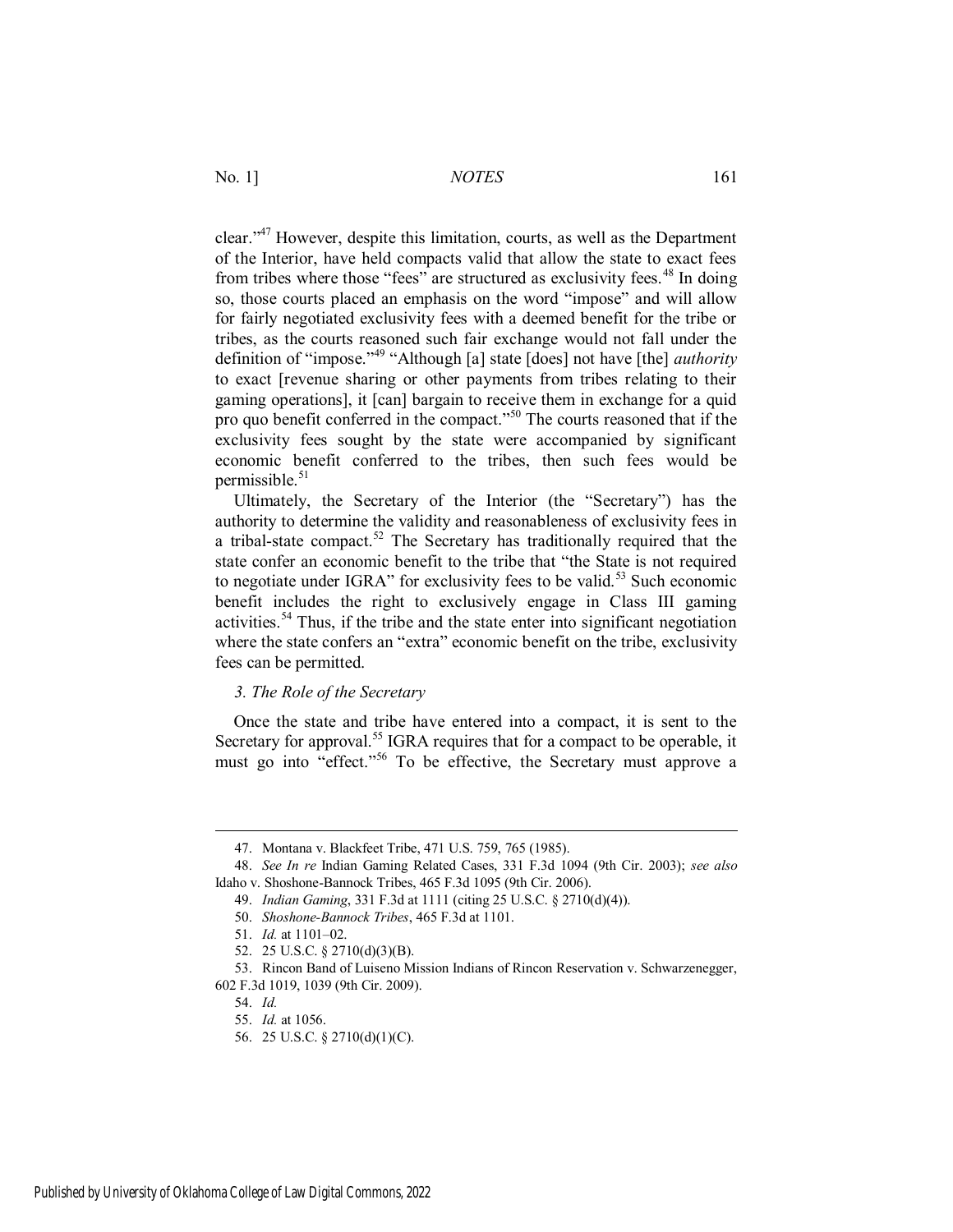clear."[47] However, despite this limitation, courts, as well as the Department of the Interior, have held compacts valid that allow the state to exact fees from tribes where those "fees" are structured as exclusivity fees.[48] In doing so, those courts placed an emphasis on the word "impose" and will allow for fairly negotiated exclusivity fees with a deemed benefit for the tribe or tribes, as the courts reasoned such fair exchange would not fall under the definition of "impose."[49] "Although [a] state [does] not have [the] *authority* to exact [revenue sharing or other payments from tribes relating to their gaming operations], it [can] bargain to receive them in exchange for a quid pro quo benefit conferred in the compact."[50] The courts reasoned that if the exclusivity fees sought by the state were accompanied by significant economic benefit conferred to the tribes, then such fees would be permissible.[51]

Ultimately, the Secretary of the Interior (the "Secretary") has the authority to determine the validity and reasonableness of exclusivity fees in a tribal-state compact.[52] The Secretary has traditionally required that the state confer an economic benefit to the tribe that "the State is not required to negotiate under IGRA" for exclusivity fees to be valid.[53] Such economic benefit includes the right to exclusively engage in Class III gaming activities.[54] Thus, if the tribe and the state enter into significant negotiation where the state confers an "extra" economic benefit on the tribe, exclusivity fees can be permitted.

### *3. The Role of the Secretary*

Once the state and tribe have entered into a compact, it is sent to the Secretary for approval.[55] IGRA requires that for a compact to be operable, it must go into "effect."[56] To be effective, the Secretary must approve a

---

47. Montana v. Blackfeet Tribe, 471 U.S. 759, 765 (1985).

48. *See In re* Indian Gaming Related Cases, 331 F.3d 1094 (9th Cir. 2003); *see also* Idaho v. Shoshone-Bannock Tribes, 465 F.3d 1095 (9th Cir. 2006).

49. *Indian Gaming*, 331 F.3d at 1111 (citing 25 U.S.C. § 2710(d)(4)).

50. *Shoshone-Bannock Tribes*, 465 F.3d at 1101.

51. *Id.* at 1101–02.

52. 25 U.S.C. § 2710(d)(3)(B).

53. Rincon Band of Luiseno Mission Indians of Rincon Reservation v. Schwarzenegger, 602 F.3d 1019, 1039 (9th Cir. 2009).

54. *Id.*

55. *Id.* at 1056.

56. 25 U.S.C. § 2710(d)(1)(C).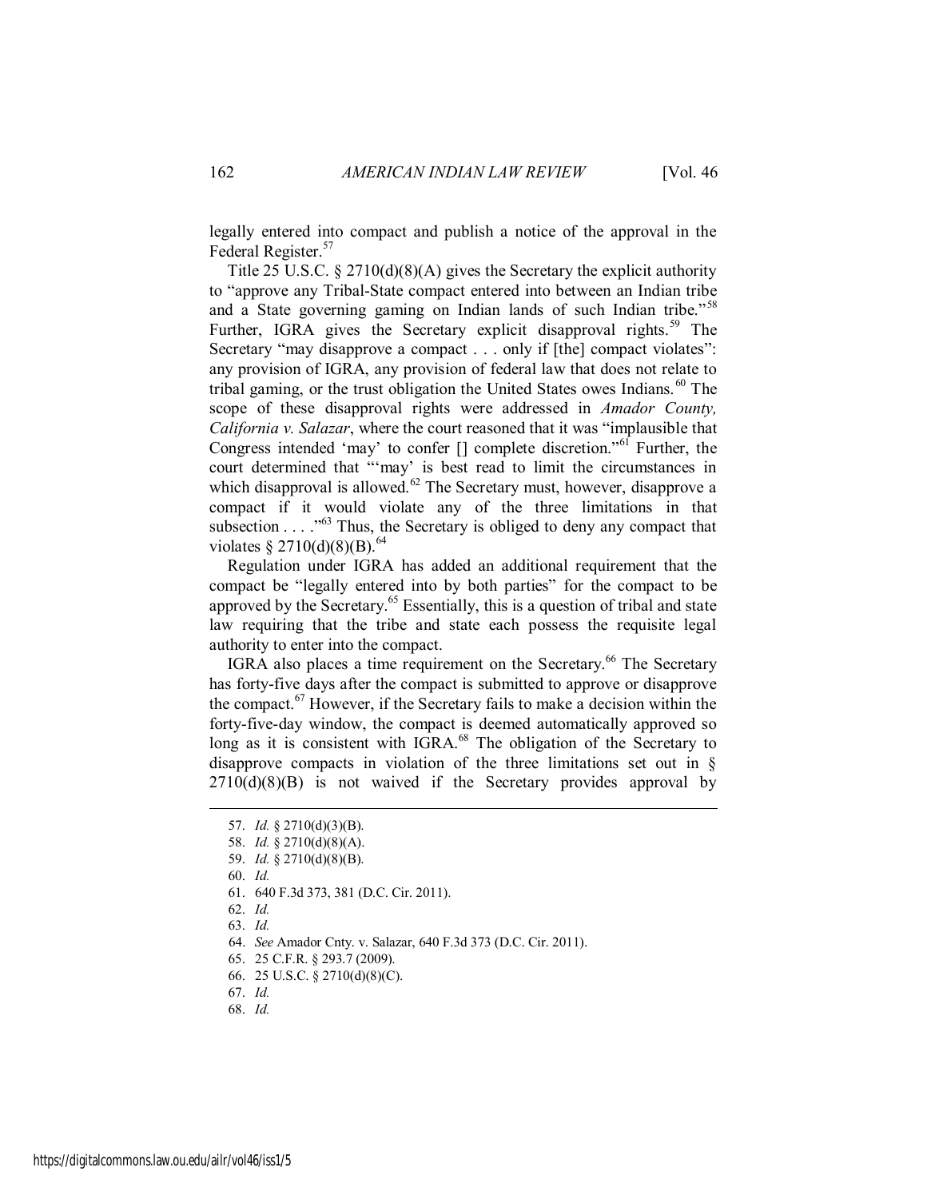legally entered into compact and publish a notice of the approval in the Federal Register.[57]

Title 25 U.S.C. § 2710(d)(8)(A) gives the Secretary the explicit authority to "approve any Tribal-State compact entered into between an Indian tribe and a State governing gaming on Indian lands of such Indian tribe."[58] Further, IGRA gives the Secretary explicit disapproval rights.[59] The Secretary "may disapprove a compact . . . only if [the] compact violates": any provision of IGRA, any provision of federal law that does not relate to tribal gaming, or the trust obligation the United States owes Indians.[60] The scope of these disapproval rights were addressed in *Amador County, California v. Salazar*, where the court reasoned that it was "implausible that Congress intended 'may' to confer [] complete discretion."[61] Further, the court determined that "'may' is best read to limit the circumstances in which disapproval is allowed.[62] The Secretary must, however, disapprove a compact if it would violate any of the three limitations in that subsection . . . ."[63] Thus, the Secretary is obliged to deny any compact that violates § 2710(d)(8)(B).[64]

Regulation under IGRA has added an additional requirement that the compact be "legally entered into by both parties" for the compact to be approved by the Secretary.[65] Essentially, this is a question of tribal and state law requiring that the tribe and state each possess the requisite legal authority to enter into the compact.

IGRA also places a time requirement on the Secretary.[66] The Secretary has forty-five days after the compact is submitted to approve or disapprove the compact.[67] However, if the Secretary fails to make a decision within the forty-five-day window, the compact is deemed automatically approved so long as it is consistent with IGRA.[68] The obligation of the Secretary to disapprove compacts in violation of the three limitations set out in § 2710(d)(8)(B) is not waived if the Secretary provides approval by

---

57. *Id.* § 2710(d)(3)(B).
58. *Id.* § 2710(d)(8)(A).
59. *Id.* § 2710(d)(8)(B).
60. *Id.*
61. 640 F.3d 373, 381 (D.C. Cir. 2011).
62. *Id.*
63. *Id.*
64. *See* Amador Cnty. v. Salazar, 640 F.3d 373 (D.C. Cir. 2011).
65. 25 C.F.R. § 293.7 (2009).
66. 25 U.S.C. § 2710(d)(8)(C).
67. *Id.*
68. *Id.*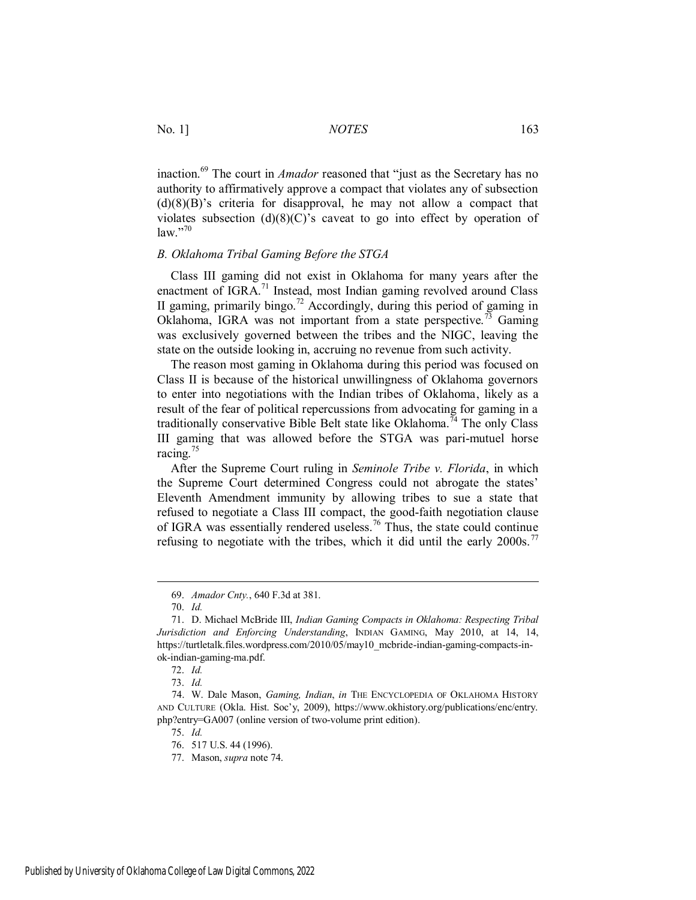inaction.[69] The court in *Amador* reasoned that "just as the Secretary has no authority to affirmatively approve a compact that violates any of subsection (d)(8)(B)'s criteria for disapproval, he may not allow a compact that violates subsection (d)(8)(C)'s caveat to go into effect by operation of law."[70]

### *B. Oklahoma Tribal Gaming Before the STGA*

Class III gaming did not exist in Oklahoma for many years after the enactment of IGRA.[71] Instead, most Indian gaming revolved around Class II gaming, primarily bingo.[72] Accordingly, during this period of gaming in Oklahoma, IGRA was not important from a state perspective.[73] Gaming was exclusively governed between the tribes and the NIGC, leaving the state on the outside looking in, accruing no revenue from such activity.

The reason most gaming in Oklahoma during this period was focused on Class II is because of the historical unwillingness of Oklahoma governors to enter into negotiations with the Indian tribes of Oklahoma, likely as a result of the fear of political repercussions from advocating for gaming in a traditionally conservative Bible Belt state like Oklahoma.[74] The only Class III gaming that was allowed before the STGA was pari-mutuel horse racing.[75]

After the Supreme Court ruling in *Seminole Tribe v. Florida*, in which the Supreme Court determined Congress could not abrogate the states' Eleventh Amendment immunity by allowing tribes to sue a state that refused to negotiate a Class III compact, the good-faith negotiation clause of IGRA was essentially rendered useless.[76] Thus, the state could continue refusing to negotiate with the tribes, which it did until the early 2000s.[77]

---

69. *Amador Cnty.*, 640 F.3d at 381.

70. *Id.*

71. D. Michael McBride III, *Indian Gaming Compacts in Oklahoma: Respecting Tribal Jurisdiction and Enforcing Understanding*, INDIAN GAMING, May 2010, at 14, 14, https://turtletalk.files.wordpress.com/2010/05/may10_mcbride-indian-gaming-compacts-in-ok-indian-gaming-ma.pdf.

72. *Id.*

73. *Id.*

74. W. Dale Mason, *Gaming, Indian*, *in* THE ENCYCLOPEDIA OF OKLAHOMA HISTORY AND CULTURE (Okla. Hist. Soc'y, 2009), https://www.okhistory.org/publications/enc/entry.php?entry=GA007 (online version of two-volume print edition).

75. *Id.*

76. 517 U.S. 44 (1996).

77. Mason, *supra* note 74.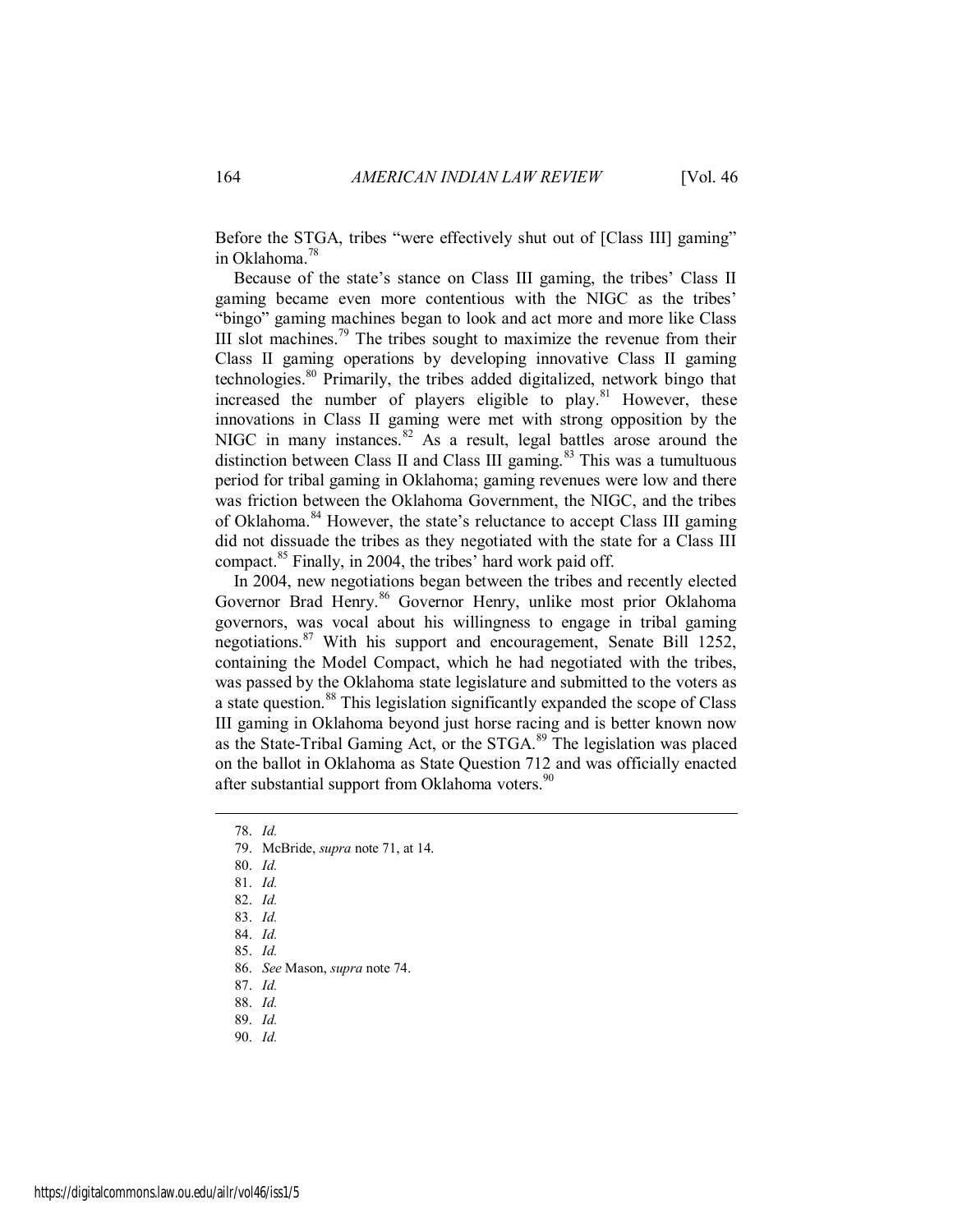Before the STGA, tribes "were effectively shut out of [Class III] gaming" in Oklahoma.[78]

Because of the state's stance on Class III gaming, the tribes' Class II gaming became even more contentious with the NIGC as the tribes' "bingo" gaming machines began to look and act more and more like Class III slot machines.[79] The tribes sought to maximize the revenue from their Class II gaming operations by developing innovative Class II gaming technologies.[80] Primarily, the tribes added digitalized, network bingo that increased the number of players eligible to play.[81] However, these innovations in Class II gaming were met with strong opposition by the NIGC in many instances.[82] As a result, legal battles arose around the distinction between Class II and Class III gaming.[83] This was a tumultuous period for tribal gaming in Oklahoma; gaming revenues were low and there was friction between the Oklahoma Government, the NIGC, and the tribes of Oklahoma.[84] However, the state's reluctance to accept Class III gaming did not dissuade the tribes as they negotiated with the state for a Class III compact.[85] Finally, in 2004, the tribes' hard work paid off.

In 2004, new negotiations began between the tribes and recently elected Governor Brad Henry.[86] Governor Henry, unlike most prior Oklahoma governors, was vocal about his willingness to engage in tribal gaming negotiations.[87] With his support and encouragement, Senate Bill 1252, containing the Model Compact, which he had negotiated with the tribes, was passed by the Oklahoma state legislature and submitted to the voters as a state question.[88] This legislation significantly expanded the scope of Class III gaming in Oklahoma beyond just horse racing and is better known now as the State-Tribal Gaming Act, or the STGA.[89] The legislation was placed on the ballot in Oklahoma as State Question 712 and was officially enacted after substantial support from Oklahoma voters.[90]

---

78. *Id.*
79. McBride, *supra* note 71, at 14.
80. *Id.*
81. *Id.*
82. *Id.*
83. *Id.*
84. *Id.*
85. *Id.*
86. *See* Mason, *supra* note 74.
87. *Id.*
88. *Id.*
89. *Id.*
90. *Id.*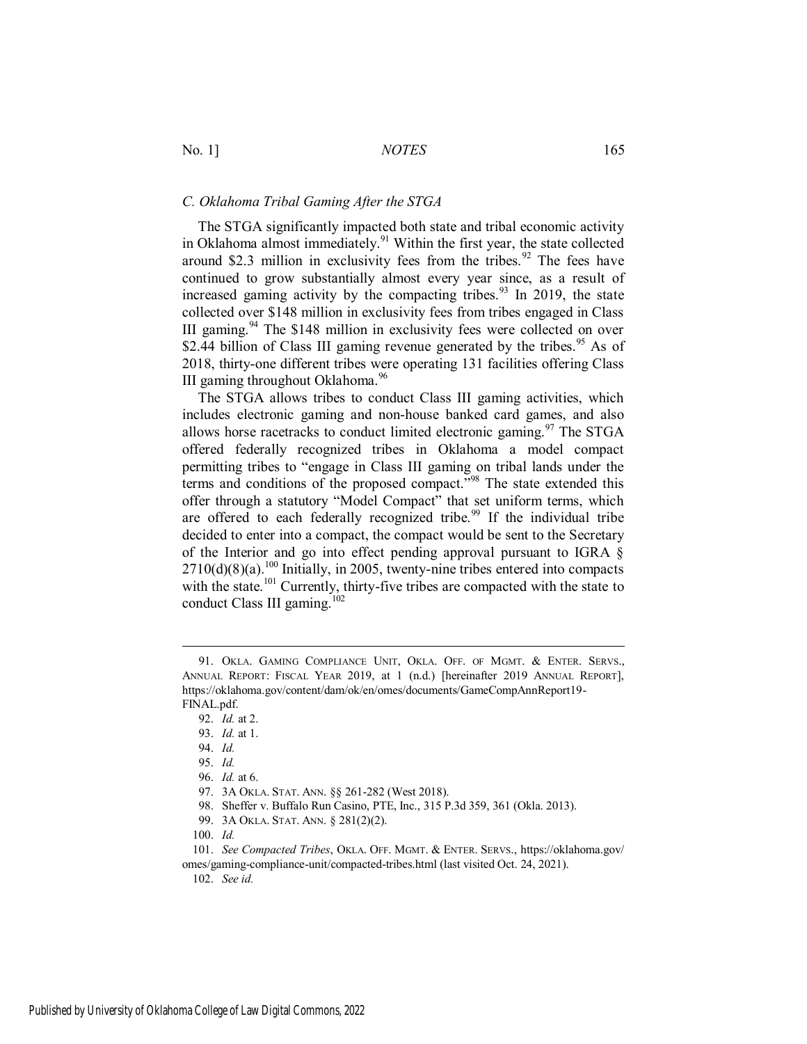### *C. Oklahoma Tribal Gaming After the STGA*

The STGA significantly impacted both state and tribal economic activity in Oklahoma almost immediately.[91] Within the first year, the state collected around $2.3 million in exclusivity fees from the tribes.[92] The fees have continued to grow substantially almost every year since, as a result of increased gaming activity by the compacting tribes.[93] In 2019, the state collected over $148 million in exclusivity fees from tribes engaged in Class III gaming.[94] The $148 million in exclusivity fees were collected on over $2.44 billion of Class III gaming revenue generated by the tribes.[95] As of 2018, thirty-one different tribes were operating 131 facilities offering Class III gaming throughout Oklahoma.[96]

The STGA allows tribes to conduct Class III gaming activities, which includes electronic gaming and non-house banked card games, and also allows horse racetracks to conduct limited electronic gaming.[97] The STGA offered federally recognized tribes in Oklahoma a model compact permitting tribes to "engage in Class III gaming on tribal lands under the terms and conditions of the proposed compact."[98] The state extended this offer through a statutory "Model Compact" that set uniform terms, which are offered to each federally recognized tribe.[99] If the individual tribe decided to enter into a compact, the compact would be sent to the Secretary of the Interior and go into effect pending approval pursuant to IGRA § 2710(d)(8)(a).[100] Initially, in 2005, twenty-nine tribes entered into compacts with the state.[101] Currently, thirty-five tribes are compacted with the state to conduct Class III gaming.[102]

---

91. OKLA. GAMING COMPLIANCE UNIT, OKLA. OFF. OF MGMT. & ENTER. SERVS., ANNUAL REPORT: FISCAL YEAR 2019, at 1 (n.d.) [hereinafter 2019 ANNUAL REPORT], https://oklahoma.gov/content/dam/ok/en/omes/documents/GameCompAnnReport19-FINAL.pdf.

92. *Id.* at 2.

93. *Id.* at 1.

94. *Id.*

95. *Id.*

96. *Id.* at 6.

97. 3A OKLA. STAT. ANN. §§ 261-282 (West 2018).

98. Sheffer v. Buffalo Run Casino, PTE, Inc., 315 P.3d 359, 361 (Okla. 2013).

99. 3A OKLA. STAT. ANN. § 281(2)(2).

100. *Id.*

101. *See Compacted Tribes*, OKLA. OFF. MGMT. & ENTER. SERVS., https://oklahoma.gov/omes/gaming-compliance-unit/compacted-tribes.html (last visited Oct. 24, 2021).

102. *See id.*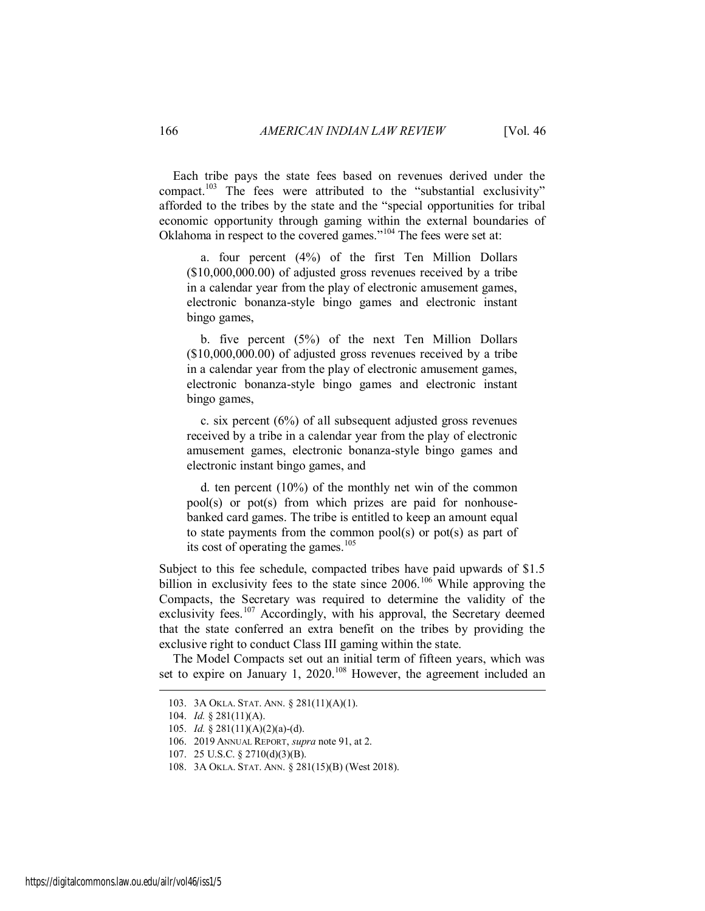Each tribe pays the state fees based on revenues derived under the compact.[103] The fees were attributed to the "substantial exclusivity" afforded to the tribes by the state and the "special opportunities for tribal economic opportunity through gaming within the external boundaries of Oklahoma in respect to the covered games."[104] The fees were set at:

> a. four percent (4%) of the first Ten Million Dollars ($10,000,000.00) of adjusted gross revenues received by a tribe in a calendar year from the play of electronic amusement games, electronic bonanza-style bingo games and electronic instant bingo games,
>
> b. five percent (5%) of the next Ten Million Dollars ($10,000,000.00) of adjusted gross revenues received by a tribe in a calendar year from the play of electronic amusement games, electronic bonanza-style bingo games and electronic instant bingo games,
>
> c. six percent (6%) of all subsequent adjusted gross revenues received by a tribe in a calendar year from the play of electronic amusement games, electronic bonanza-style bingo games and electronic instant bingo games, and
>
> d. ten percent (10%) of the monthly net win of the common pool(s) or pot(s) from which prizes are paid for nonhouse-banked card games. The tribe is entitled to keep an amount equal to state payments from the common pool(s) or pot(s) as part of its cost of operating the games.[105]

Subject to this fee schedule, compacted tribes have paid upwards of $1.5 billion in exclusivity fees to the state since 2006.[106] While approving the Compacts, the Secretary was required to determine the validity of the exclusivity fees.[107] Accordingly, with his approval, the Secretary deemed that the state conferred an extra benefit on the tribes by providing the exclusive right to conduct Class III gaming within the state.

The Model Compacts set out an initial term of fifteen years, which was set to expire on January 1, 2020.[108] However, the agreement included an

---

103. 3A OKLA. STAT. ANN. § 281(11)(A)(1).

104. *Id.* § 281(11)(A).

105. *Id.* § 281(11)(A)(2)(a)-(d).

106. 2019 ANNUAL REPORT, *supra* note 91, at 2.

107. 25 U.S.C. § 2710(d)(3)(B).

108. 3A OKLA. STAT. ANN. § 281(15)(B) (West 2018).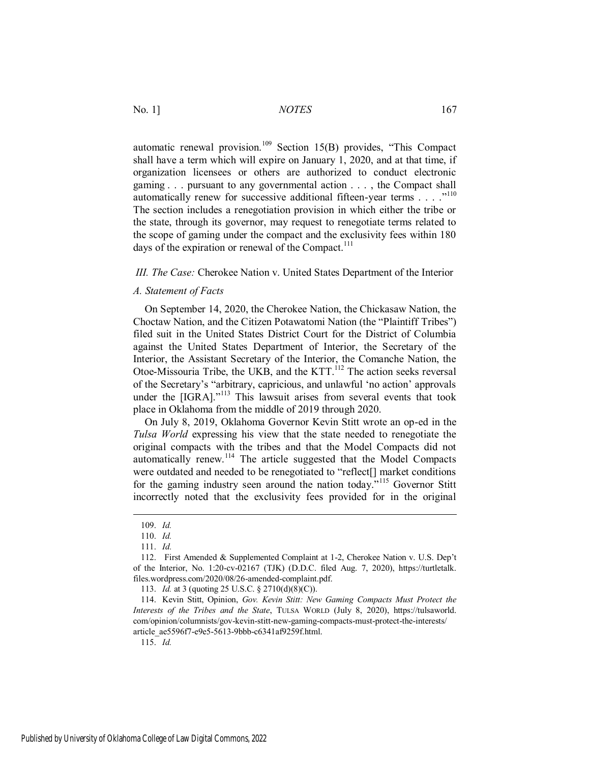automatic renewal provision.[109] Section 15(B) provides, "This Compact shall have a term which will expire on January 1, 2020, and at that time, if organization licensees or others are authorized to conduct electronic gaming . . . pursuant to any governmental action . . . , the Compact shall automatically renew for successive additional fifteen-year terms . . . ."[110] The section includes a renegotiation provision in which either the tribe or the state, through its governor, may request to renegotiate terms related to the scope of gaming under the compact and the exclusivity fees within 180 days of the expiration or renewal of the Compact.[111]

### *III. The Case:* Cherokee Nation v. United States Department of the Interior

#### *A. Statement of Facts*

On September 14, 2020, the Cherokee Nation, the Chickasaw Nation, the Choctaw Nation, and the Citizen Potawatomi Nation (the "Plaintiff Tribes") filed suit in the United States District Court for the District of Columbia against the United States Department of Interior, the Secretary of the Interior, the Assistant Secretary of the Interior, the Comanche Nation, the Otoe-Missouria Tribe, the UKB, and the KTT.[112] The action seeks reversal of the Secretary's "arbitrary, capricious, and unlawful 'no action' approvals under the [IGRA]."[113] This lawsuit arises from several events that took place in Oklahoma from the middle of 2019 through 2020.

On July 8, 2019, Oklahoma Governor Kevin Stitt wrote an op-ed in the *Tulsa World* expressing his view that the state needed to renegotiate the original compacts with the tribes and that the Model Compacts did not automatically renew.[114] The article suggested that the Model Compacts were outdated and needed to be renegotiated to "reflect[] market conditions for the gaming industry seen around the nation today."[115] Governor Stitt incorrectly noted that the exclusivity fees provided for in the original

---

109. *Id.*

110. *Id.*

111. *Id.*

112. First Amended & Supplemented Complaint at 1-2, Cherokee Nation v. U.S. Dep't of the Interior, No. 1:20-cv-02167 (TJK) (D.D.C. filed Aug. 7, 2020), https://turtletalk.files.wordpress.com/2020/08/26-amended-complaint.pdf.

113. *Id.* at 3 (quoting 25 U.S.C. § 2710(d)(8)(C)).

114. Kevin Stitt, Opinion, *Gov. Kevin Stitt: New Gaming Compacts Must Protect the Interests of the Tribes and the State*, TULSA WORLD (July 8, 2020), https://tulsaworld.com/opinion/columnists/gov-kevin-stitt-new-gaming-compacts-must-protect-the-interests/article_ae5596f7-e9e5-5613-9bbb-c6341af9259f.html.

115. *Id.*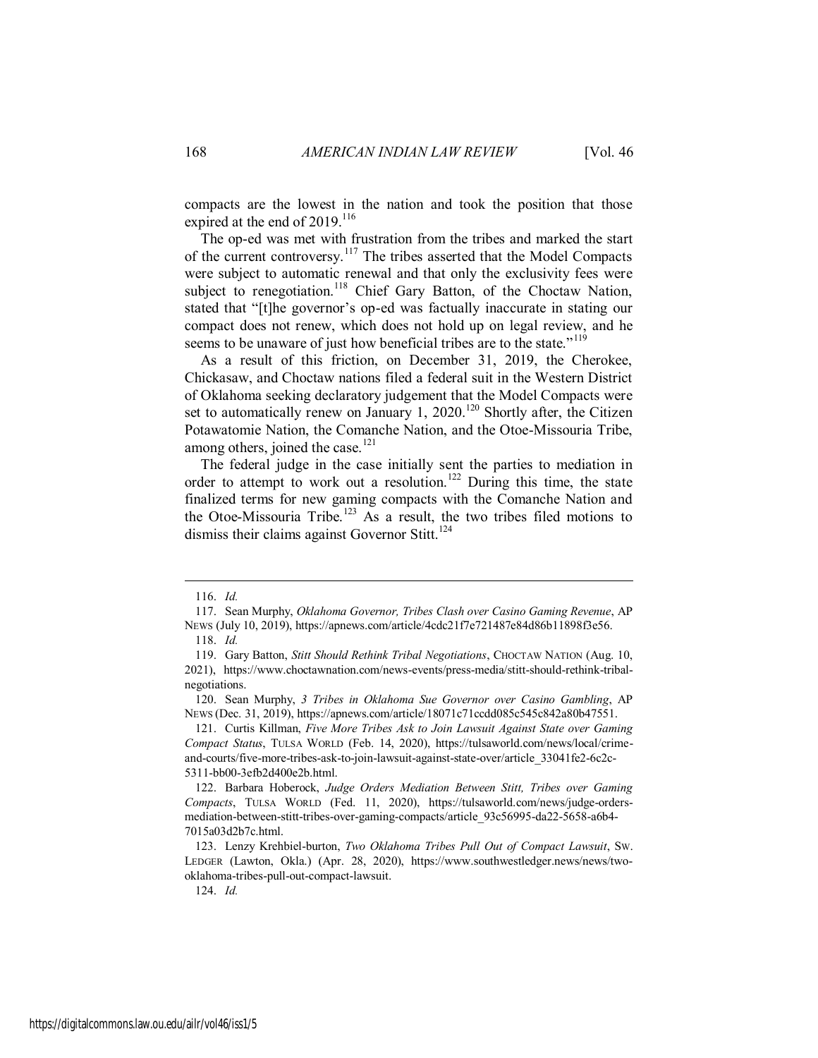compacts are the lowest in the nation and took the position that those expired at the end of 2019.[116]

The op-ed was met with frustration from the tribes and marked the start of the current controversy.[117] The tribes asserted that the Model Compacts were subject to automatic renewal and that only the exclusivity fees were subject to renegotiation.[118] Chief Gary Batton, of the Choctaw Nation, stated that "[t]he governor's op-ed was factually inaccurate in stating our compact does not renew, which does not hold up on legal review, and he seems to be unaware of just how beneficial tribes are to the state."[119]

As a result of this friction, on December 31, 2019, the Cherokee, Chickasaw, and Choctaw nations filed a federal suit in the Western District of Oklahoma seeking declaratory judgement that the Model Compacts were set to automatically renew on January 1, 2020.[120] Shortly after, the Citizen Potawatomie Nation, the Comanche Nation, and the Otoe-Missouria Tribe, among others, joined the case.[121]

The federal judge in the case initially sent the parties to mediation in order to attempt to work out a resolution.[122] During this time, the state finalized terms for new gaming compacts with the Comanche Nation and the Otoe-Missouria Tribe.[123] As a result, the two tribes filed motions to dismiss their claims against Governor Stitt.[124]

---

116. *Id.*

117. Sean Murphy, *Oklahoma Governor, Tribes Clash over Casino Gaming Revenue*, AP NEWS (July 10, 2019), https://apnews.com/article/4cdc21f7e721487e84d86b11898f3e56.

118. *Id.*

119. Gary Batton, *Stitt Should Rethink Tribal Negotiations*, CHOCTAW NATION (Aug. 10, 2021), https://www.choctawnation.com/news-events/press-media/stitt-should-rethink-tribal-negotiations.

120. Sean Murphy, *3 Tribes in Oklahoma Sue Governor over Casino Gambling*, AP NEWS (Dec. 31, 2019), https://apnews.com/article/18071c71ccdd085c545c842a80b47551.

121. Curtis Killman, *Five More Tribes Ask to Join Lawsuit Against State over Gaming Compact Status*, TULSA WORLD (Feb. 14, 2020), https://tulsaworld.com/news/local/crime-and-courts/five-more-tribes-ask-to-join-lawsuit-against-state-over/article_33041fe2-6c2c-5311-bb00-3efb2d400e2b.html.

122. Barbara Hoberock, *Judge Orders Mediation Between Stitt, Tribes over Gaming Compacts*, TULSA WORLD (Fed. 11, 2020), https://tulsaworld.com/news/judge-orders-mediation-between-stitt-tribes-over-gaming-compacts/article_93c56995-da22-5658-a6b4-7015a03d2b7c.html.

123. Lenzy Krehbiel-burton, *Two Oklahoma Tribes Pull Out of Compact Lawsuit*, SW. LEDGER (Lawton, Okla.) (Apr. 28, 2020), https://www.southwestledger.news/news/two-oklahoma-tribes-pull-out-compact-lawsuit.

124. *Id.*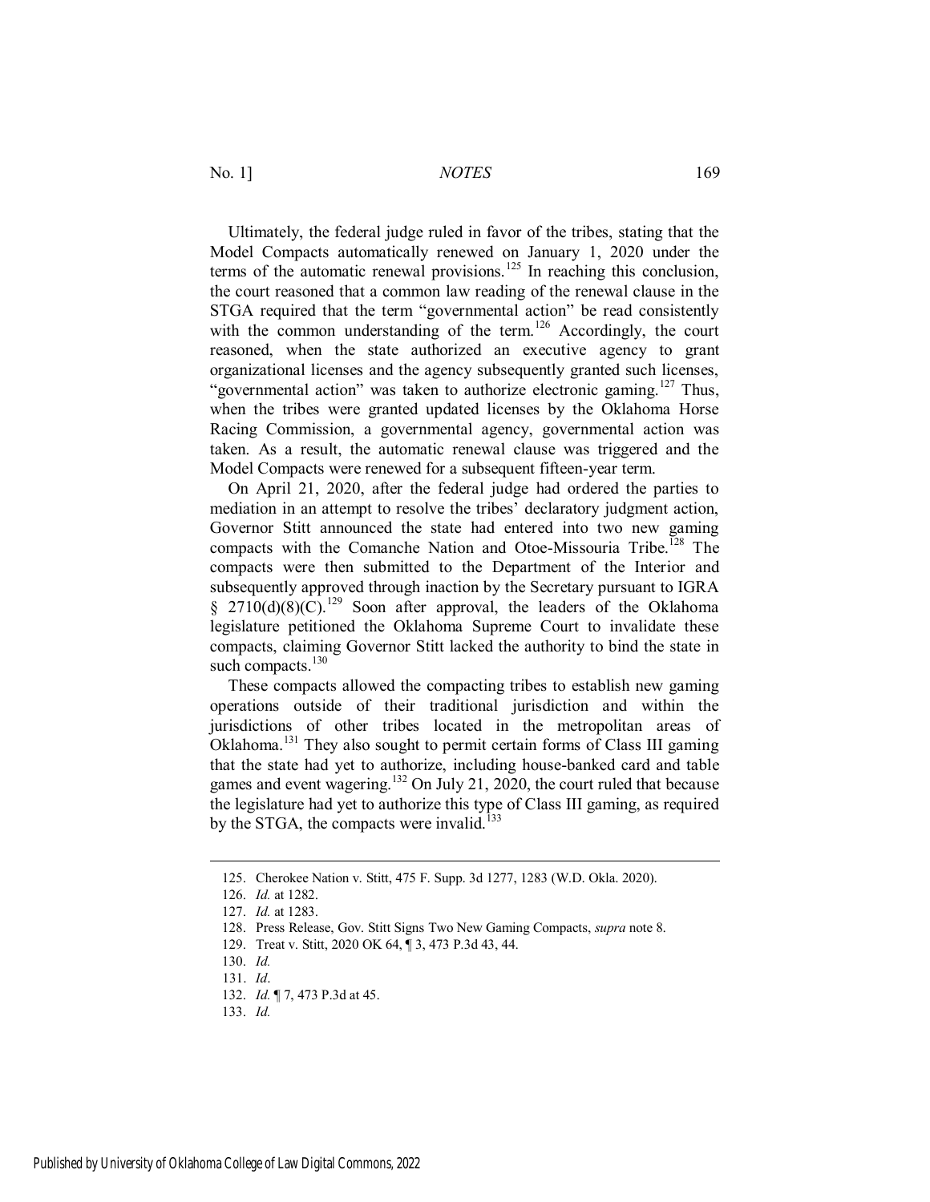Ultimately, the federal judge ruled in favor of the tribes, stating that the Model Compacts automatically renewed on January 1, 2020 under the terms of the automatic renewal provisions.[125] In reaching this conclusion, the court reasoned that a common law reading of the renewal clause in the STGA required that the term "governmental action" be read consistently with the common understanding of the term.[126] Accordingly, the court reasoned, when the state authorized an executive agency to grant organizational licenses and the agency subsequently granted such licenses, "governmental action" was taken to authorize electronic gaming.[127] Thus, when the tribes were granted updated licenses by the Oklahoma Horse Racing Commission, a governmental agency, governmental action was taken. As a result, the automatic renewal clause was triggered and the Model Compacts were renewed for a subsequent fifteen-year term.

On April 21, 2020, after the federal judge had ordered the parties to mediation in an attempt to resolve the tribes' declaratory judgment action, Governor Stitt announced the state had entered into two new gaming compacts with the Comanche Nation and Otoe-Missouria Tribe.[128] The compacts were then submitted to the Department of the Interior and subsequently approved through inaction by the Secretary pursuant to IGRA § 2710(d)(8)(C).[129] Soon after approval, the leaders of the Oklahoma legislature petitioned the Oklahoma Supreme Court to invalidate these compacts, claiming Governor Stitt lacked the authority to bind the state in such compacts.[130]

These compacts allowed the compacting tribes to establish new gaming operations outside of their traditional jurisdiction and within the jurisdictions of other tribes located in the metropolitan areas of Oklahoma.[131] They also sought to permit certain forms of Class III gaming that the state had yet to authorize, including house-banked card and table games and event wagering.[132] On July 21, 2020, the court ruled that because the legislature had yet to authorize this type of Class III gaming, as required by the STGA, the compacts were invalid.[133]

---

125. Cherokee Nation v. Stitt, 475 F. Supp. 3d 1277, 1283 (W.D. Okla. 2020).

126. *Id.* at 1282.

127. *Id.* at 1283.

128. Press Release, Gov. Stitt Signs Two New Gaming Compacts, *supra* note 8.

129. Treat v. Stitt, 2020 OK 64, ¶ 3, 473 P.3d 43, 44.

130. *Id.*

131. *Id*.

132. *Id.* ¶ 7, 473 P.3d at 45.

133. *Id.*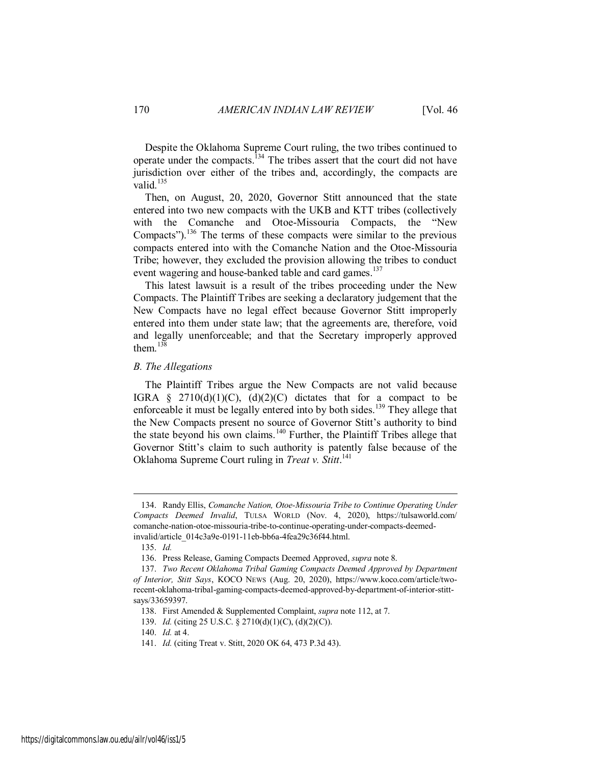Despite the Oklahoma Supreme Court ruling, the two tribes continued to operate under the compacts.[134] The tribes assert that the court did not have jurisdiction over either of the tribes and, accordingly, the compacts are valid.[135]

Then, on August, 20, 2020, Governor Stitt announced that the state entered into two new compacts with the UKB and KTT tribes (collectively with the Comanche and Otoe-Missouria Compacts, the "New Compacts").[136] The terms of these compacts were similar to the previous compacts entered into with the Comanche Nation and the Otoe-Missouria Tribe; however, they excluded the provision allowing the tribes to conduct event wagering and house-banked table and card games.[137]

This latest lawsuit is a result of the tribes proceeding under the New Compacts. The Plaintiff Tribes are seeking a declaratory judgement that the New Compacts have no legal effect because Governor Stitt improperly entered into them under state law; that the agreements are, therefore, void and legally unenforceable; and that the Secretary improperly approved them.[138]

### *B. The Allegations*

The Plaintiff Tribes argue the New Compacts are not valid because IGRA § 2710(d)(1)(C), (d)(2)(C) dictates that for a compact to be enforceable it must be legally entered into by both sides.[139] They allege that the New Compacts present no source of Governor Stitt's authority to bind the state beyond his own claims.[140] Further, the Plaintiff Tribes allege that Governor Stitt's claim to such authority is patently false because of the Oklahoma Supreme Court ruling in *Treat v. Stitt*.[141]

---

134. Randy Ellis, *Comanche Nation, Otoe-Missouria Tribe to Continue Operating Under Compacts Deemed Invalid*, TULSA WORLD (Nov. 4, 2020), https://tulsaworld.com/comanche-nation-otoe-missouria-tribe-to-continue-operating-under-compacts-deemed-invalid/article_014c3a9e-0191-11eb-bb6a-4fea29c36f44.html.

135. *Id.*

136. Press Release, Gaming Compacts Deemed Approved, *supra* note 8.

137. *Two Recent Oklahoma Tribal Gaming Compacts Deemed Approved by Department of Interior, Stitt Says*, KOCO NEWS (Aug. 20, 2020), https://www.koco.com/article/two-recent-oklahoma-tribal-gaming-compacts-deemed-approved-by-department-of-interior-stitt-says/33659397.

138. First Amended & Supplemented Complaint, *supra* note 112, at 7.

139. *Id.* (citing 25 U.S.C. § 2710(d)(1)(C), (d)(2)(C)).

140. *Id.* at 4.

141. *Id.* (citing Treat v. Stitt, 2020 OK 64, 473 P.3d 43).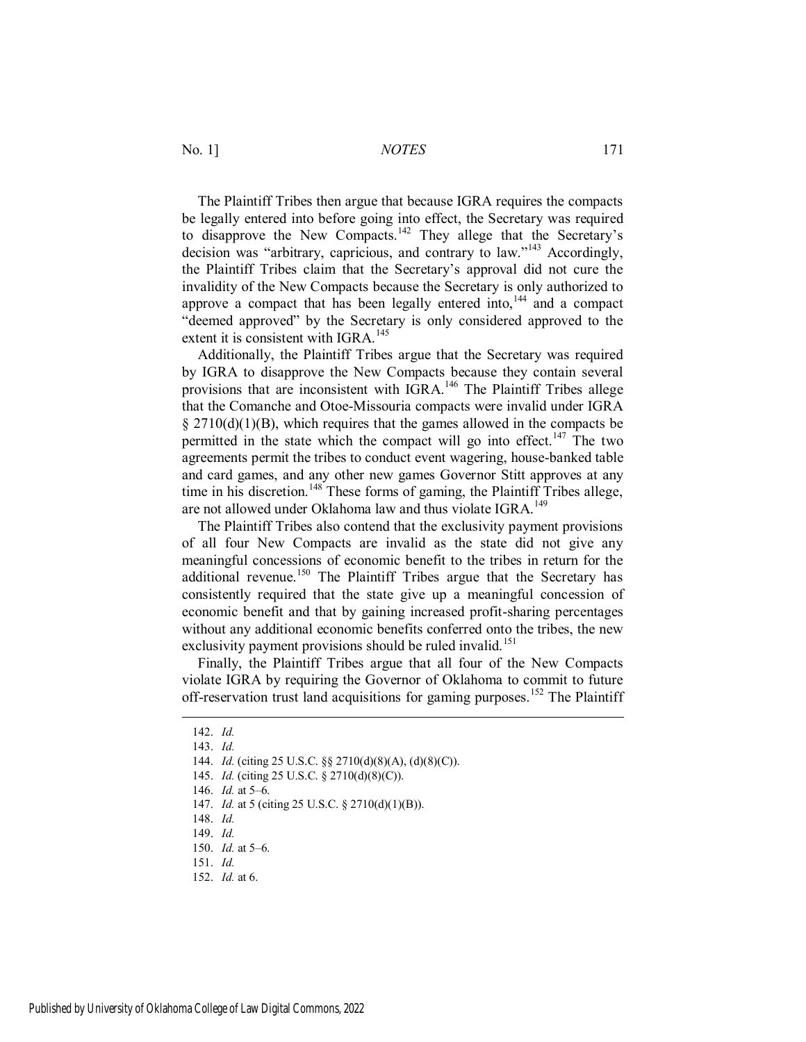The Plaintiff Tribes then argue that because IGRA requires the compacts be legally entered into before going into effect, the Secretary was required to disapprove the New Compacts.[142] They allege that the Secretary's decision was "arbitrary, capricious, and contrary to law."[143] Accordingly, the Plaintiff Tribes claim that the Secretary's approval did not cure the invalidity of the New Compacts because the Secretary is only authorized to approve a compact that has been legally entered into,[144] and a compact "deemed approved" by the Secretary is only considered approved to the extent it is consistent with IGRA.[145]

Additionally, the Plaintiff Tribes argue that the Secretary was required by IGRA to disapprove the New Compacts because they contain several provisions that are inconsistent with IGRA.[146] The Plaintiff Tribes allege that the Comanche and Otoe-Missouria compacts were invalid under IGRA § 2710(d)(1)(B), which requires that the games allowed in the compacts be permitted in the state which the compact will go into effect.[147] The two agreements permit the tribes to conduct event wagering, house-banked table and card games, and any other new games Governor Stitt approves at any time in his discretion.[148] These forms of gaming, the Plaintiff Tribes allege, are not allowed under Oklahoma law and thus violate IGRA.[149]

The Plaintiff Tribes also contend that the exclusivity payment provisions of all four New Compacts are invalid as the state did not give any meaningful concessions of economic benefit to the tribes in return for the additional revenue.[150] The Plaintiff Tribes argue that the Secretary has consistently required that the state give up a meaningful concession of economic benefit and that by gaining increased profit-sharing percentages without any additional economic benefits conferred onto the tribes, the new exclusivity payment provisions should be ruled invalid.[151]

Finally, the Plaintiff Tribes argue that all four of the New Compacts violate IGRA by requiring the Governor of Oklahoma to commit to future off-reservation trust land acquisitions for gaming purposes.[152] The Plaintiff

---

142. *Id.*
143. *Id.*
144. *Id.* (citing 25 U.S.C. §§ 2710(d)(8)(A), (d)(8)(C)).
145. *Id.* (citing 25 U.S.C. § 2710(d)(8)(C)).
146. *Id.* at 5–6.
147. *Id.* at 5 (citing 25 U.S.C. § 2710(d)(1)(B)).
148. *Id.*
149. *Id.*
150. *Id.* at 5–6.
151. *Id.*
152. *Id.* at 6.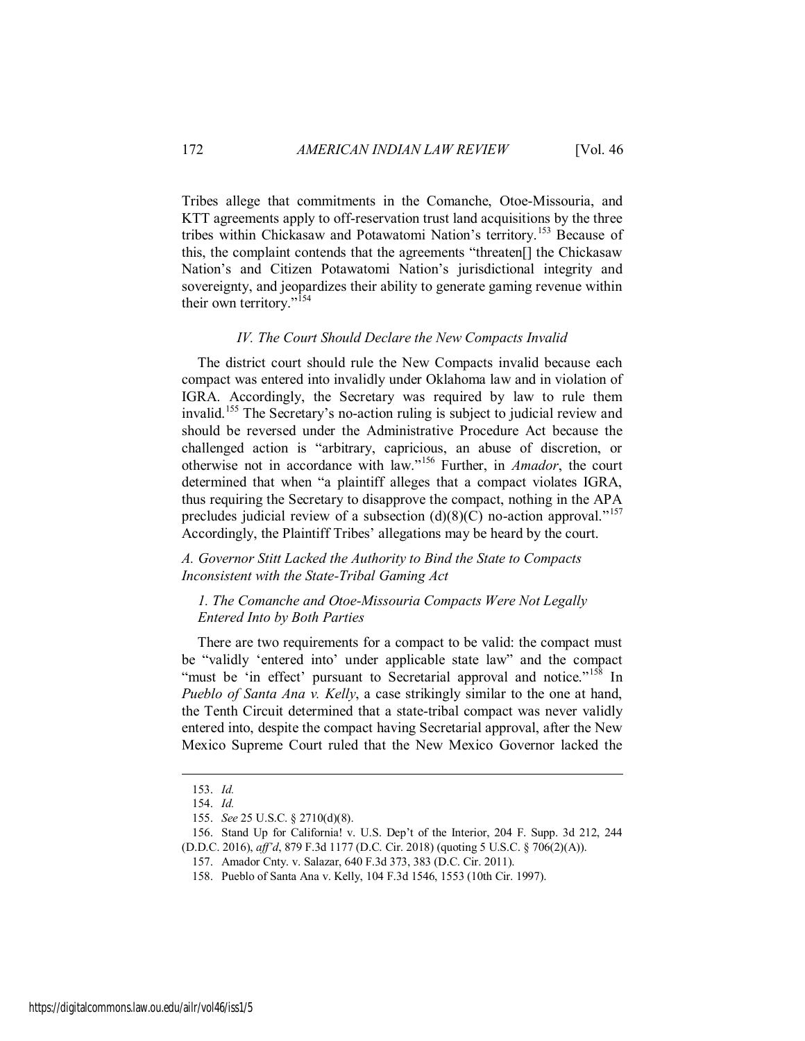Tribes allege that commitments in the Comanche, Otoe-Missouria, and KTT agreements apply to off-reservation trust land acquisitions by the three tribes within Chickasaw and Potawatomi Nation's territory.[153] Because of this, the complaint contends that the agreements "threaten[] the Chickasaw Nation's and Citizen Potawatomi Nation's jurisdictional integrity and sovereignty, and jeopardizes their ability to generate gaming revenue within their own territory."[154]

### *IV. The Court Should Declare the New Compacts Invalid*

The district court should rule the New Compacts invalid because each compact was entered into invalidly under Oklahoma law and in violation of IGRA. Accordingly, the Secretary was required by law to rule them invalid.[155] The Secretary's no-action ruling is subject to judicial review and should be reversed under the Administrative Procedure Act because the challenged action is "arbitrary, capricious, an abuse of discretion, or otherwise not in accordance with law."[156] Further, in *Amador*, the court determined that when "a plaintiff alleges that a compact violates IGRA, thus requiring the Secretary to disapprove the compact, nothing in the APA precludes judicial review of a subsection (d)(8)(C) no-action approval."[157] Accordingly, the Plaintiff Tribes' allegations may be heard by the court.

#### *A. Governor Stitt Lacked the Authority to Bind the State to Compacts Inconsistent with the State-Tribal Gaming Act*

##### *1. The Comanche and Otoe-Missouria Compacts Were Not Legally Entered Into by Both Parties*

There are two requirements for a compact to be valid: the compact must be "validly 'entered into' under applicable state law" and the compact "must be 'in effect' pursuant to Secretarial approval and notice."[158] In *Pueblo of Santa Ana v. Kelly*, a case strikingly similar to the one at hand, the Tenth Circuit determined that a state-tribal compact was never validly entered into, despite the compact having Secretarial approval, after the New Mexico Supreme Court ruled that the New Mexico Governor lacked the

---

153. *Id.*

154. *Id.*

155. *See* 25 U.S.C. § 2710(d)(8).

156. Stand Up for California! v. U.S. Dep't of the Interior, 204 F. Supp. 3d 212, 244 (D.D.C. 2016), *aff'd*, 879 F.3d 1177 (D.C. Cir. 2018) (quoting 5 U.S.C. § 706(2)(A)).

157. Amador Cnty. v. Salazar, 640 F.3d 373, 383 (D.C. Cir. 2011).

158. Pueblo of Santa Ana v. Kelly, 104 F.3d 1546, 1553 (10th Cir. 1997).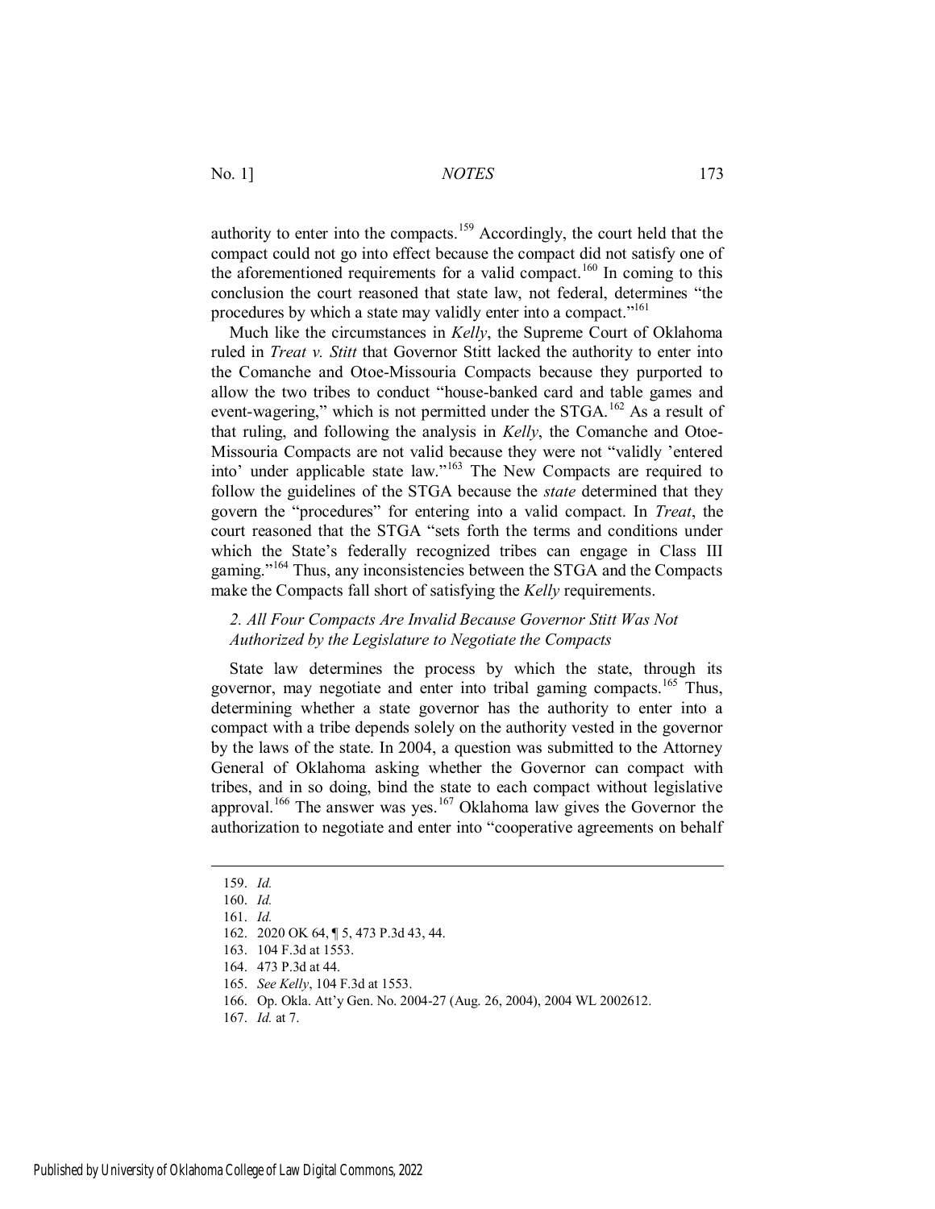authority to enter into the compacts.[159] Accordingly, the court held that the compact could not go into effect because the compact did not satisfy one of the aforementioned requirements for a valid compact.[160] In coming to this conclusion the court reasoned that state law, not federal, determines "the procedures by which a state may validly enter into a compact."[161]

Much like the circumstances in *Kelly*, the Supreme Court of Oklahoma ruled in *Treat v. Stitt* that Governor Stitt lacked the authority to enter into the Comanche and Otoe-Missouria Compacts because they purported to allow the two tribes to conduct "house-banked card and table games and event-wagering," which is not permitted under the STGA.[162] As a result of that ruling, and following the analysis in *Kelly*, the Comanche and Otoe-Missouria Compacts are not valid because they were not "validly 'entered into' under applicable state law."[163] The New Compacts are required to follow the guidelines of the STGA because the *state* determined that they govern the "procedures" for entering into a valid compact. In *Treat*, the court reasoned that the STGA "sets forth the terms and conditions under which the State's federally recognized tribes can engage in Class III gaming."[164] Thus, any inconsistencies between the STGA and the Compacts make the Compacts fall short of satisfying the *Kelly* requirements.

### *2. All Four Compacts Are Invalid Because Governor Stitt Was Not Authorized by the Legislature to Negotiate the Compacts*

State law determines the process by which the state, through its governor, may negotiate and enter into tribal gaming compacts.[165] Thus, determining whether a state governor has the authority to enter into a compact with a tribe depends solely on the authority vested in the governor by the laws of the state. In 2004, a question was submitted to the Attorney General of Oklahoma asking whether the Governor can compact with tribes, and in so doing, bind the state to each compact without legislative approval.[166] The answer was yes.[167] Oklahoma law gives the Governor the authorization to negotiate and enter into "cooperative agreements on behalf

---

159. *Id.*
160. *Id.*
161. *Id.*
162. 2020 OK 64, ¶ 5, 473 P.3d 43, 44.
163. 104 F.3d at 1553.
164. 473 P.3d at 44.
165. *See Kelly*, 104 F.3d at 1553.
166. Op. Okla. Att'y Gen. No. 2004-27 (Aug. 26, 2004), 2004 WL 2002612.
167. *Id.* at 7.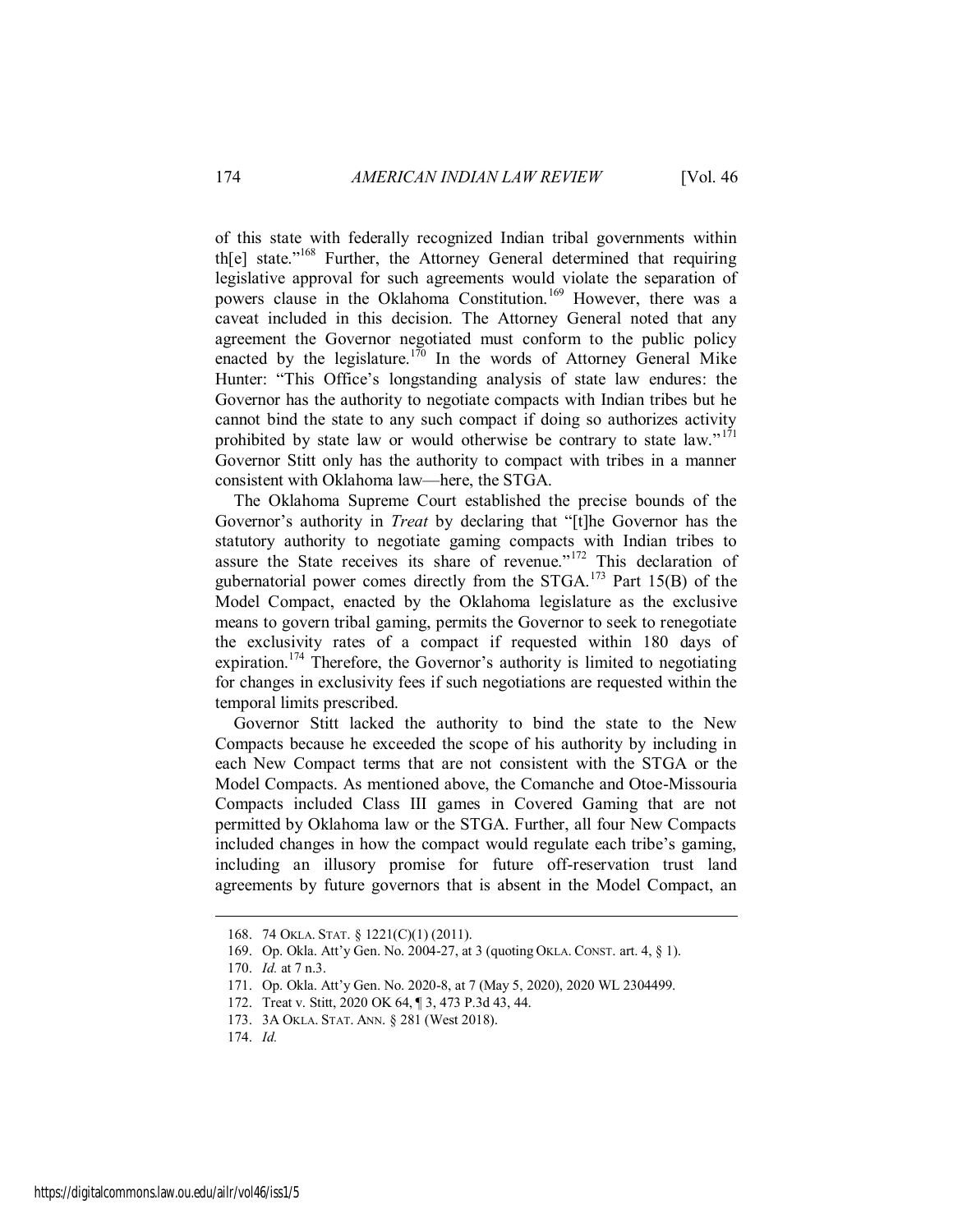of this state with federally recognized Indian tribal governments within th[e] state."[168] Further, the Attorney General determined that requiring legislative approval for such agreements would violate the separation of powers clause in the Oklahoma Constitution.[169] However, there was a caveat included in this decision. The Attorney General noted that any agreement the Governor negotiated must conform to the public policy enacted by the legislature.[170] In the words of Attorney General Mike Hunter: "This Office's longstanding analysis of state law endures: the Governor has the authority to negotiate compacts with Indian tribes but he cannot bind the state to any such compact if doing so authorizes activity prohibited by state law or would otherwise be contrary to state law."[171] Governor Stitt only has the authority to compact with tribes in a manner consistent with Oklahoma law—here, the STGA.

The Oklahoma Supreme Court established the precise bounds of the Governor's authority in *Treat* by declaring that "[t]he Governor has the statutory authority to negotiate gaming compacts with Indian tribes to assure the State receives its share of revenue."[172] This declaration of gubernatorial power comes directly from the STGA.[173] Part 15(B) of the Model Compact, enacted by the Oklahoma legislature as the exclusive means to govern tribal gaming, permits the Governor to seek to renegotiate the exclusivity rates of a compact if requested within 180 days of expiration.[174] Therefore, the Governor's authority is limited to negotiating for changes in exclusivity fees if such negotiations are requested within the temporal limits prescribed.

Governor Stitt lacked the authority to bind the state to the New Compacts because he exceeded the scope of his authority by including in each New Compact terms that are not consistent with the STGA or the Model Compacts. As mentioned above, the Comanche and Otoe-Missouria Compacts included Class III games in Covered Gaming that are not permitted by Oklahoma law or the STGA. Further, all four New Compacts included changes in how the compact would regulate each tribe's gaming, including an illusory promise for future off-reservation trust land agreements by future governors that is absent in the Model Compact, an

---

168. 74 OKLA. STAT. § 1221(C)(1) (2011).

169. Op. Okla. Att'y Gen. No. 2004-27, at 3 (quoting OKLA. CONST. art. 4, § 1).

170. *Id.* at 7 n.3.

171. Op. Okla. Att'y Gen. No. 2020-8, at 7 (May 5, 2020), 2020 WL 2304499.

172. Treat v. Stitt, 2020 OK 64, ¶ 3, 473 P.3d 43, 44.

173. 3A OKLA. STAT. ANN. § 281 (West 2018).

174. *Id.*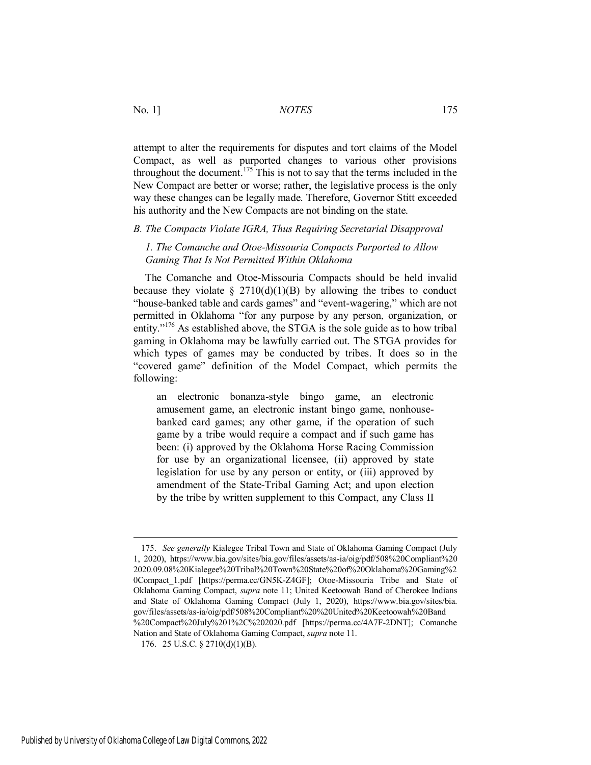attempt to alter the requirements for disputes and tort claims of the Model Compact, as well as purported changes to various other provisions throughout the document.[175] This is not to say that the terms included in the New Compact are better or worse; rather, the legislative process is the only way these changes can be legally made. Therefore, Governor Stitt exceeded his authority and the New Compacts are not binding on the state.

### *B. The Compacts Violate IGRA, Thus Requiring Secretarial Disapproval*

#### *1. The Comanche and Otoe-Missouria Compacts Purported to Allow Gaming That Is Not Permitted Within Oklahoma*

The Comanche and Otoe-Missouria Compacts should be held invalid because they violate § 2710(d)(1)(B) by allowing the tribes to conduct "house-banked table and cards games" and "event-wagering," which are not permitted in Oklahoma "for any purpose by any person, organization, or entity."[176] As established above, the STGA is the sole guide as to how tribal gaming in Oklahoma may be lawfully carried out. The STGA provides for which types of games may be conducted by tribes. It does so in the "covered game" definition of the Model Compact, which permits the following:

> an electronic bonanza-style bingo game, an electronic amusement game, an electronic instant bingo game, nonhouse-banked card games; any other game, if the operation of such game by a tribe would require a compact and if such game has been: (i) approved by the Oklahoma Horse Racing Commission for use by an organizational licensee, (ii) approved by state legislation for use by any person or entity, or (iii) approved by amendment of the State-Tribal Gaming Act; and upon election by the tribe by written supplement to this Compact, any Class II

---

175. *See generally* Kialegee Tribal Town and State of Oklahoma Gaming Compact (July 1, 2020), https://www.bia.gov/sites/bia.gov/files/assets/as-ia/oig/pdf/508%20Compliant%20 2020.09.08%20Kialegee%20Tribal%20Town%20State%20of%20Oklahoma%20Gaming%20Compact_1.pdf [https://perma.cc/GN5K-Z4GF]; Otoe-Missouria Tribe and State of Oklahoma Gaming Compact, *supra* note 11; United Keetoowah Band of Cherokee Indians and State of Oklahoma Gaming Compact (July 1, 2020), https://www.bia.gov/sites/bia.gov/files/assets/as-ia/oig/pdf/508%20Compliant%20%20United%20Keetoowah%20Band%20Compact%20July%201%2C%202020.pdf [https://perma.cc/4A7F-2DNT]; Comanche Nation and State of Oklahoma Gaming Compact, *supra* note 11.

176. 25 U.S.C. § 2710(d)(1)(B).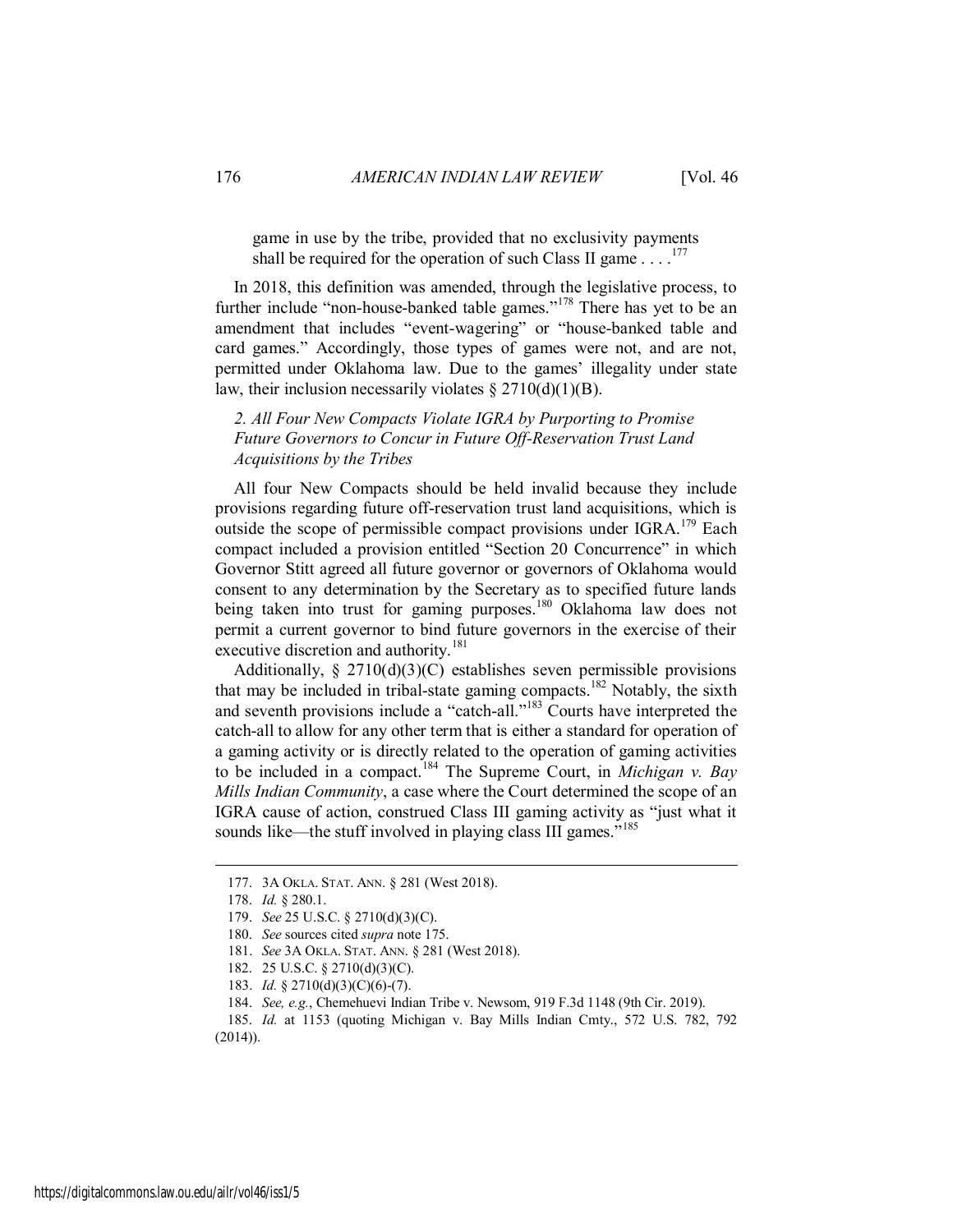> game in use by the tribe, provided that no exclusivity payments shall be required for the operation of such Class II game . . . .[177]

In 2018, this definition was amended, through the legislative process, to further include "non-house-banked table games."[178] There has yet to be an amendment that includes "event-wagering" or "house-banked table and card games." Accordingly, those types of games were not, and are not, permitted under Oklahoma law. Due to the games' illegality under state law, their inclusion necessarily violates § 2710(d)(1)(B).

### *2. All Four New Compacts Violate IGRA by Purporting to Promise Future Governors to Concur in Future Off-Reservation Trust Land Acquisitions by the Tribes*

All four New Compacts should be held invalid because they include provisions regarding future off-reservation trust land acquisitions, which is outside the scope of permissible compact provisions under IGRA.[179] Each compact included a provision entitled "Section 20 Concurrence" in which Governor Stitt agreed all future governor or governors of Oklahoma would consent to any determination by the Secretary as to specified future lands being taken into trust for gaming purposes.[180] Oklahoma law does not permit a current governor to bind future governors in the exercise of their executive discretion and authority.[181]

Additionally, § 2710(d)(3)(C) establishes seven permissible provisions that may be included in tribal-state gaming compacts.[182] Notably, the sixth and seventh provisions include a "catch-all."[183] Courts have interpreted the catch-all to allow for any other term that is either a standard for operation of a gaming activity or is directly related to the operation of gaming activities to be included in a compact.[184] The Supreme Court, in *Michigan v. Bay Mills Indian Community*, a case where the Court determined the scope of an IGRA cause of action, construed Class III gaming activity as "just what it sounds like—the stuff involved in playing class III games."[185]

---

177. 3A OKLA. STAT. ANN. § 281 (West 2018).

178. *Id.* § 280.1.

179. *See* 25 U.S.C. § 2710(d)(3)(C).

180. *See* sources cited *supra* note 175.

181. *See* 3A OKLA. STAT. ANN. § 281 (West 2018).

182. 25 U.S.C. § 2710(d)(3)(C).

183. *Id.* § 2710(d)(3)(C)(6)-(7).

184. *See, e.g.*, Chemehuevi Indian Tribe v. Newsom, 919 F.3d 1148 (9th Cir. 2019).

185. *Id.* at 1153 (quoting Michigan v. Bay Mills Indian Cmty., 572 U.S. 782, 792 (2014)).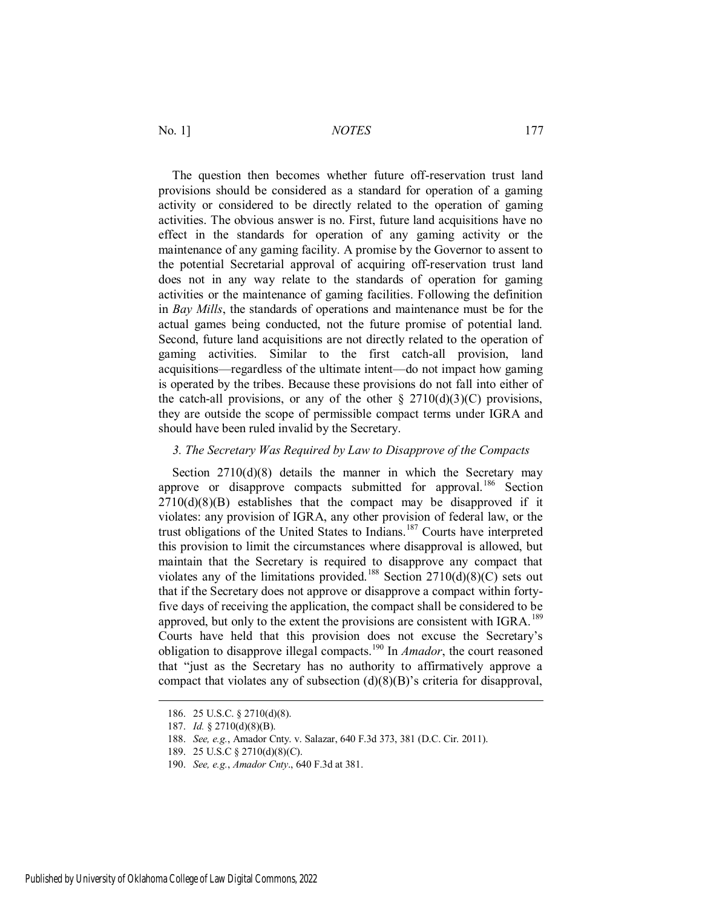The question then becomes whether future off-reservation trust land provisions should be considered as a standard for operation of a gaming activity or considered to be directly related to the operation of gaming activities. The obvious answer is no. First, future land acquisitions have no effect in the standards for operation of any gaming activity or the maintenance of any gaming facility. A promise by the Governor to assent to the potential Secretarial approval of acquiring off-reservation trust land does not in any way relate to the standards of operation for gaming activities or the maintenance of gaming facilities. Following the definition in *Bay Mills*, the standards of operations and maintenance must be for the actual games being conducted, not the future promise of potential land. Second, future land acquisitions are not directly related to the operation of gaming activities. Similar to the first catch-all provision, land acquisitions—regardless of the ultimate intent—do not impact how gaming is operated by the tribes. Because these provisions do not fall into either of the catch-all provisions, or any of the other § 2710(d)(3)(C) provisions, they are outside the scope of permissible compact terms under IGRA and should have been ruled invalid by the Secretary.

### *3. The Secretary Was Required by Law to Disapprove of the Compacts*

Section 2710(d)(8) details the manner in which the Secretary may approve or disapprove compacts submitted for approval.[186] Section 2710(d)(8)(B) establishes that the compact may be disapproved if it violates: any provision of IGRA, any other provision of federal law, or the trust obligations of the United States to Indians.[187] Courts have interpreted this provision to limit the circumstances where disapproval is allowed, but maintain that the Secretary is required to disapprove any compact that violates any of the limitations provided.[188] Section 2710(d)(8)(C) sets out that if the Secretary does not approve or disapprove a compact within forty-five days of receiving the application, the compact shall be considered to be approved, but only to the extent the provisions are consistent with IGRA.[189] Courts have held that this provision does not excuse the Secretary's obligation to disapprove illegal compacts.[190] In *Amador*, the court reasoned that "just as the Secretary has no authority to affirmatively approve a compact that violates any of subsection (d)(8)(B)'s criteria for disapproval,

---

186. 25 U.S.C. § 2710(d)(8).

187. *Id.* § 2710(d)(8)(B).

188. *See, e.g.*, Amador Cnty. v. Salazar, 640 F.3d 373, 381 (D.C. Cir. 2011).

189. 25 U.S.C § 2710(d)(8)(C).

190. *See, e.g.*, *Amador Cnty*., 640 F.3d at 381.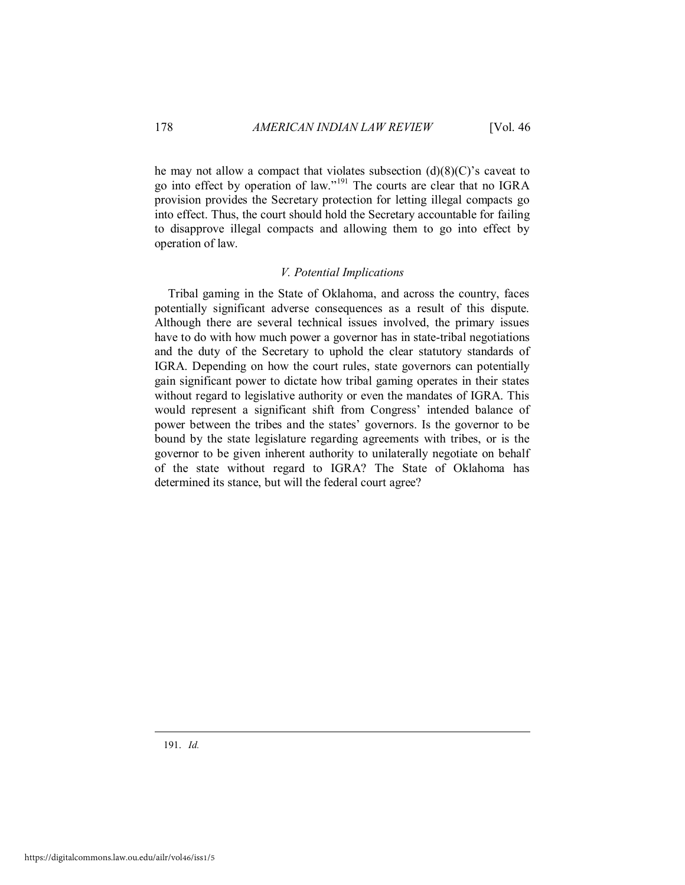he may not allow a compact that violates subsection (d)(8)(C)'s caveat to go into effect by operation of law."[191] The courts are clear that no IGRA provision provides the Secretary protection for letting illegal compacts go into effect. Thus, the court should hold the Secretary accountable for failing to disapprove illegal compacts and allowing them to go into effect by operation of law.

### *V. Potential Implications*

Tribal gaming in the State of Oklahoma, and across the country, faces potentially significant adverse consequences as a result of this dispute. Although there are several technical issues involved, the primary issues have to do with how much power a governor has in state-tribal negotiations and the duty of the Secretary to uphold the clear statutory standards of IGRA. Depending on how the court rules, state governors can potentially gain significant power to dictate how tribal gaming operates in their states without regard to legislative authority or even the mandates of IGRA. This would represent a significant shift from Congress' intended balance of power between the tribes and the states' governors. Is the governor to be bound by the state legislature regarding agreements with tribes, or is the governor to be given inherent authority to unilaterally negotiate on behalf of the state without regard to IGRA? The State of Oklahoma has determined its stance, but will the federal court agree?

---

191. *Id.*